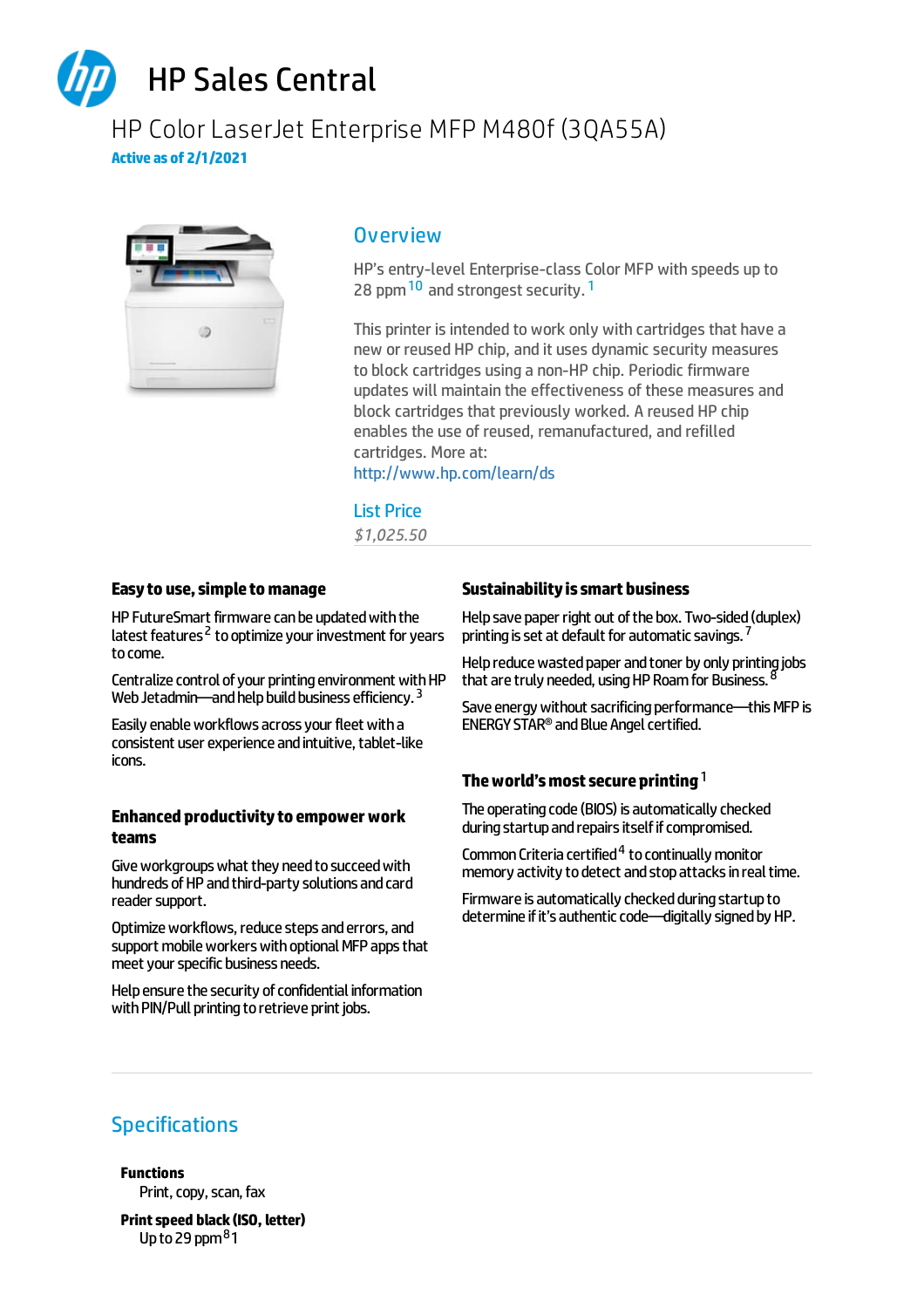# HP Sales Central

## HP Color LaserJet Enterprise MFP M480f (3QA55A)

**Active as of 2/1/2021**

## Overview

HP's entry-level Enterprise-class Color MFP with speeds up to 28 ppm[10] and strongest security.[1]

This printer is intended to work only with cartridges that have a new or reused HP chip, and it uses dynamic security measures to block cartridges using a non-HP chip. Periodic firmware updates will maintain the effectiveness of these measures and block cartridges that previously worked. A reused HP chip enables the use of reused, remanufactured, and refilled cartridges. More at: http://www.hp.com/learn/ds

### List Price

*$1,025.50*

### Easy to use, simple to manage

HP FutureSmart firmware can be updated with the latest features[2] to optimize your investment for years to come.

Centralize control of your printing environment with HP Web Jetadmin—and help build business efficiency.[3]

Easily enable workflows across your fleet with a consistent user experience and intuitive, tablet-like icons.

### Enhanced productivity to empower work teams

Give workgroups what they need to succeed with hundreds of HP and third-party solutions and card reader support.

Optimize workflows, reduce steps and errors, and support mobile workers with optional MFP apps that meet your specific business needs.

Help ensure the security of confidential information with PIN/Pull printing to retrieve print jobs.

### Sustainability is smart business

Help save paper right out of the box. Two-sided (duplex) printing is set at default for automatic savings.[7]

Help reduce wasted paper and toner by only printing jobs that are truly needed, using HP Roam for Business.[8]

Save energy without sacrificing performance—this MFP is ENERGY STAR® and Blue Angel certified.

### The world's most secure printing[1]

The operating code (BIOS) is automatically checked during startup and repairs itself if compromised.

Common Criteria certified[4] to continually monitor memory activity to detect and stop attacks in real time.

Firmware is automatically checked during startup to determine if it's authentic code—digitally signed by HP.

## Specifications

**Functions**
Print, copy, scan, fax

**Print speed black (ISO, letter)**
Up to 29 ppm[8] 1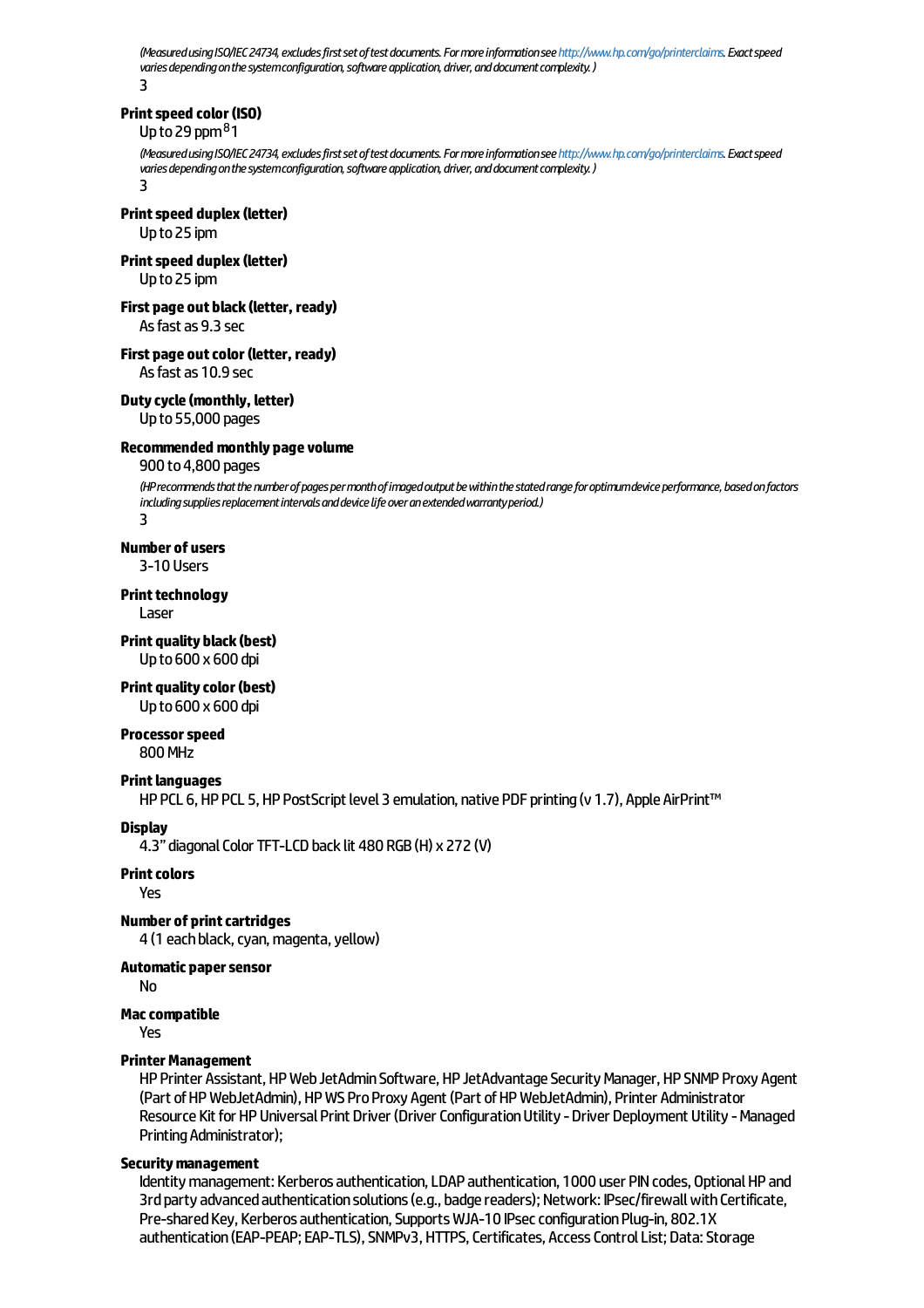*(Measured using ISO/IEC 24734, excludes first set of test documents. For more information see http://www.hp.com/go/printerclaims. Exact speed varies depending on the system configuration, software application, driver, and document complexity. )*

3

**Print speed color (ISO)**

Up to 29 ppm[8] 1

*(Measured using ISO/IEC 24734, excludes first set of test documents. For more information see http://www.hp.com/go/printerclaims. Exact speed varies depending on the system configuration, software application, driver, and document complexity. )*

3

**Print speed duplex (letter)**

Up to 25 ipm

**Print speed duplex (letter)**

Up to 25 ipm

**First page out black (letter, ready)**

As fast as 9.3 sec

**First page out color (letter, ready)**

As fast as 10.9 sec

**Duty cycle (monthly, letter)**

Up to 55,000 pages

**Recommended monthly page volume**

900 to 4,800 pages

*(HP recommends that the number of pages per month of imaged output be within the stated range for optimum device performance, based on factors including supplies replacement intervals and device life over an extended warranty period.)*

3

**Number of users**

3-10 Users

**Print technology**

Laser

**Print quality black (best)**

Up to 600 x 600 dpi

**Print quality color (best)**

Up to 600 x 600 dpi

**Processor speed**

800 MHz

**Print languages**

HP PCL 6, HP PCL 5, HP PostScript level 3 emulation, native PDF printing (v 1.7), Apple AirPrint™

**Display**

4.3" diagonal Color TFT-LCD back lit 480 RGB (H) x 272 (V)

**Print colors**

Yes

**Number of print cartridges**

4 (1 each black, cyan, magenta, yellow)

**Automatic paper sensor**

No

**Mac compatible**

Yes

**Printer Management**

HP Printer Assistant, HP Web JetAdmin Software, HP JetAdvantage Security Manager, HP SNMP Proxy Agent (Part of HP WebJetAdmin), HP WS Pro Proxy Agent (Part of HP WebJetAdmin), Printer Administrator Resource Kit for HP Universal Print Driver (Driver Configuration Utility - Driver Deployment Utility - Managed Printing Administrator);

**Security management**

Identity management: Kerberos authentication, LDAP authentication, 1000 user PIN codes, Optional HP and 3rd party advanced authentication solutions (e.g., badge readers); Network: IPsec/firewall with Certificate, Pre-shared Key, Kerberos authentication, Supports WJA-10 IPsec configuration Plug-in, 802.1X authentication (EAP-PEAP; EAP-TLS), SNMPv3, HTTPS, Certificates, Access Control List; Data: Storage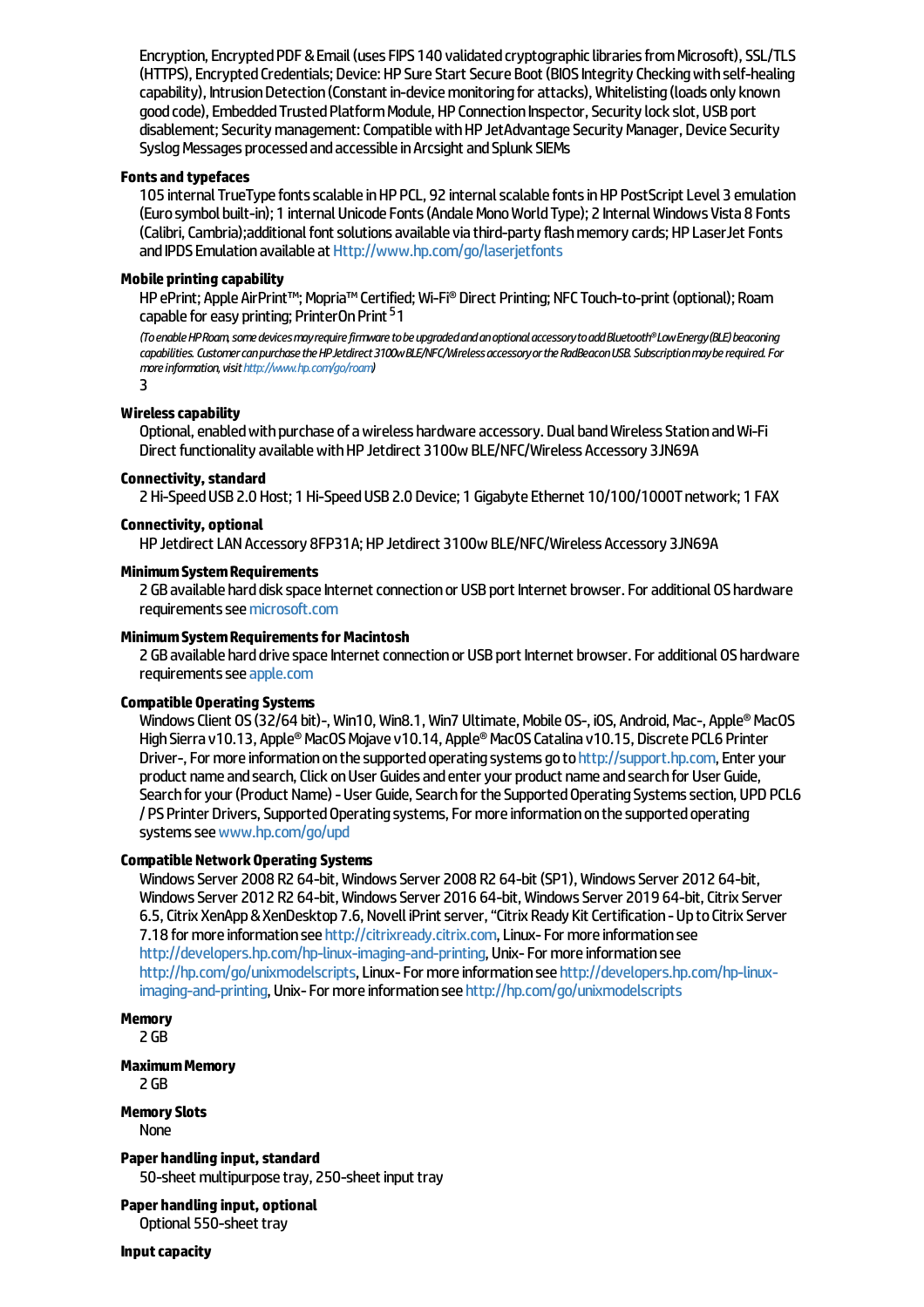Encryption, Encrypted PDF & Email (uses FIPS 140 validated cryptographic libraries from Microsoft), SSL/TLS (HTTPS), Encrypted Credentials; Device: HP Sure Start Secure Boot (BIOS Integrity Checking with self-healing capability), Intrusion Detection (Constant in-device monitoring for attacks), Whitelisting (loads only known good code), Embedded Trusted Platform Module, HP Connection Inspector, Security lock slot, USB port disablement; Security management: Compatible with HP JetAdvantage Security Manager, Device Security Syslog Messages processed and accessible in Arcsight and Splunk SIEMs

**Fonts and typefaces**

105 internal TrueType fonts scalable in HP PCL, 92 internal scalable fonts in HP PostScript Level 3 emulation (Euro symbol built-in); 1 internal Unicode Fonts (Andale Mono World Type); 2 Internal Windows Vista 8 Fonts (Calibri, Cambria);additional font solutions available via third-party flash memory cards; HP LaserJet Fonts and IPDS Emulation available at Http://www.hp.com/go/laserjetfonts

**Mobile printing capability**

HP ePrint; Apple AirPrint™; Mopria™ Certified; Wi-Fi® Direct Printing; NFC Touch-to-print (optional); Roam capable for easy printing; PrinterOn Print [5] 1

*(To enable HP Roam, some devices may require firmware to be upgraded and an optional accessory to add Bluetooth® Low Energy (BLE) beaconing capabilities. Customer can purchase the HP Jetdirect 3100w BLE/NFC/Wireless accessory or the RadBeacon USB. Subscription may be required. For more information, visit http://www.hp.com/go/roam)*

3

**Wireless capability**

Optional, enabled with purchase of a wireless hardware accessory. Dual band Wireless Station and Wi-Fi Direct functionality available with HP Jetdirect 3100w BLE/NFC/Wireless Accessory 3JN69A

**Connectivity, standard**

2 Hi-Speed USB 2.0 Host; 1 Hi-Speed USB 2.0 Device; 1 Gigabyte Ethernet 10/100/1000T network; 1 FAX

**Connectivity, optional**

HP Jetdirect LAN Accessory 8FP31A; HP Jetdirect 3100w BLE/NFC/Wireless Accessory 3JN69A

**Minimum System Requirements**

2 GB available hard disk space Internet connection or USB port Internet browser. For additional OS hardware requirements see microsoft.com

**Minimum System Requirements for Macintosh**

2 GB available hard drive space Internet connection or USB port Internet browser. For additional OS hardware requirements see apple.com

**Compatible Operating Systems**

Windows Client OS (32/64 bit)-, Win10, Win8.1, Win7 Ultimate, Mobile OS-, iOS, Android, Mac-, Apple® MacOS High Sierra v10.13, Apple® MacOS Mojave v10.14, Apple® MacOS Catalina v10.15, Discrete PCL6 Printer Driver-, For more information on the supported operating systems go to http://support.hp.com, Enter your product name and search, Click on User Guides and enter your product name and search for User Guide, Search for your (Product Name) - User Guide, Search for the Supported Operating Systems section, UPD PCL6 / PS Printer Drivers, Supported Operating systems, For more information on the supported operating systems see www.hp.com/go/upd

**Compatible Network Operating Systems**

Windows Server 2008 R2 64-bit, Windows Server 2008 R2 64-bit (SP1), Windows Server 2012 64-bit, Windows Server 2012 R2 64-bit, Windows Server 2016 64-bit, Windows Server 2019 64-bit, Citrix Server 6.5, Citrix XenApp & XenDesktop 7.6, Novell iPrint server, "Citrix Ready Kit Certification - Up to Citrix Server 7.18 for more information see http://citrixready.citrix.com, Linux- For more information see http://developers.hp.com/hp-linux-imaging-and-printing, Unix- For more information see http://hp.com/go/unixmodelscripts, Linux- For more information see http://developers.hp.com/hp-linux-imaging-and-printing, Unix- For more information see http://hp.com/go/unixmodelscripts

**Memory**

2 GB

**Maximum Memory**

2 GB

**Memory Slots**

None

**Paper handling input, standard**

50-sheet multipurpose tray, 250-sheet input tray

**Paper handling input, optional**

Optional 550-sheet tray

**Input capacity**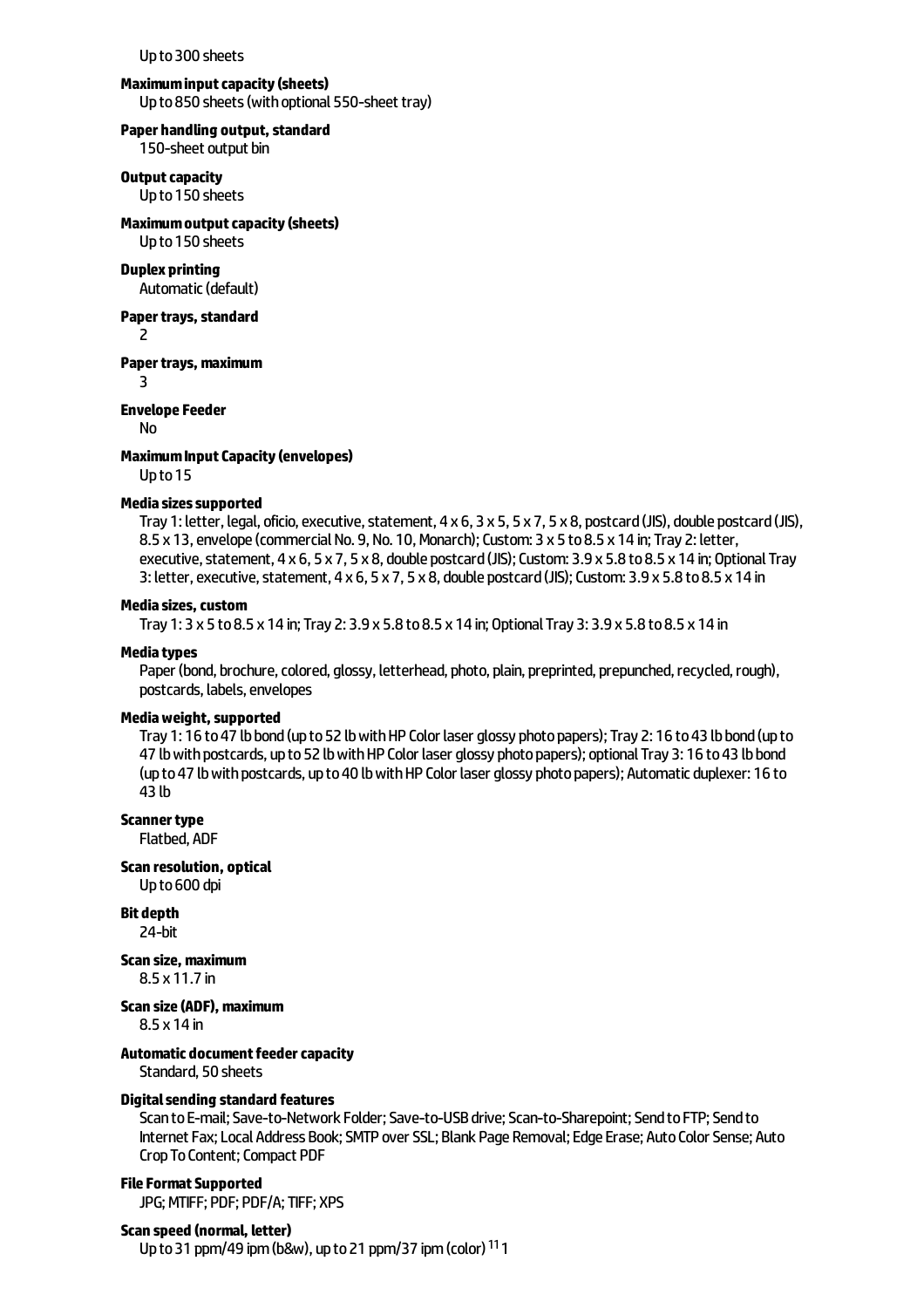Up to 300 sheets

**Maximum input capacity (sheets)**
Up to 850 sheets (with optional 550-sheet tray)

**Paper handling output, standard**
150-sheet output bin

**Output capacity**
Up to 150 sheets

**Maximum output capacity (sheets)**
Up to 150 sheets

**Duplex printing**
Automatic (default)

**Paper trays, standard**
2

**Paper trays, maximum**
3

**Envelope Feeder**
No

**Maximum Input Capacity (envelopes)**
Up to 15

**Media sizes supported**
Tray 1: letter, legal, oficio, executive, statement, 4 x 6, 3 x 5, 5 x 7, 5 x 8, postcard (JIS), double postcard (JIS), 8.5 x 13, envelope (commercial No. 9, No. 10, Monarch); Custom: 3 x 5 to 8.5 x 14 in; Tray 2: letter, executive, statement, 4 x 6, 5 x 7, 5 x 8, double postcard (JIS); Custom: 3.9 x 5.8 to 8.5 x 14 in; Optional Tray 3: letter, executive, statement, 4 x 6, 5 x 7, 5 x 8, double postcard (JIS); Custom: 3.9 x 5.8 to 8.5 x 14 in

**Media sizes, custom**
Tray 1: 3 x 5 to 8.5 x 14 in; Tray 2: 3.9 x 5.8 to 8.5 x 14 in; Optional Tray 3: 3.9 x 5.8 to 8.5 x 14 in

**Media types**
Paper (bond, brochure, colored, glossy, letterhead, photo, plain, preprinted, prepunched, recycled, rough), postcards, labels, envelopes

**Media weight, supported**
Tray 1: 16 to 47 lb bond (up to 52 lb with HP Color laser glossy photo papers); Tray 2: 16 to 43 lb bond (up to 47 lb with postcards, up to 52 lb with HP Color laser glossy photo papers); optional Tray 3: 16 to 43 lb bond (up to 47 lb with postcards, up to 40 lb with HP Color laser glossy photo papers); Automatic duplexer: 16 to 43 lb

**Scanner type**
Flatbed, ADF

**Scan resolution, optical**
Up to 600 dpi

**Bit depth**
24-bit

**Scan size, maximum**
8.5 x 11.7 in

**Scan size (ADF), maximum**
8.5 x 14 in

**Automatic document feeder capacity**
Standard, 50 sheets

**Digital sending standard features**
Scan to E-mail; Save-to-Network Folder; Save-to-USB drive; Scan-to-Sharepoint; Send to FTP; Send to Internet Fax; Local Address Book; SMTP over SSL; Blank Page Removal; Edge Erase; Auto Color Sense; Auto Crop To Content; Compact PDF

**File Format Supported**
JPG; MTIFF; PDF; PDF/A; TIFF; XPS

**Scan speed (normal, letter)**
Up to 31 ppm/49 ipm (b&w), up to 21 ppm/37 ipm (color) [11] 1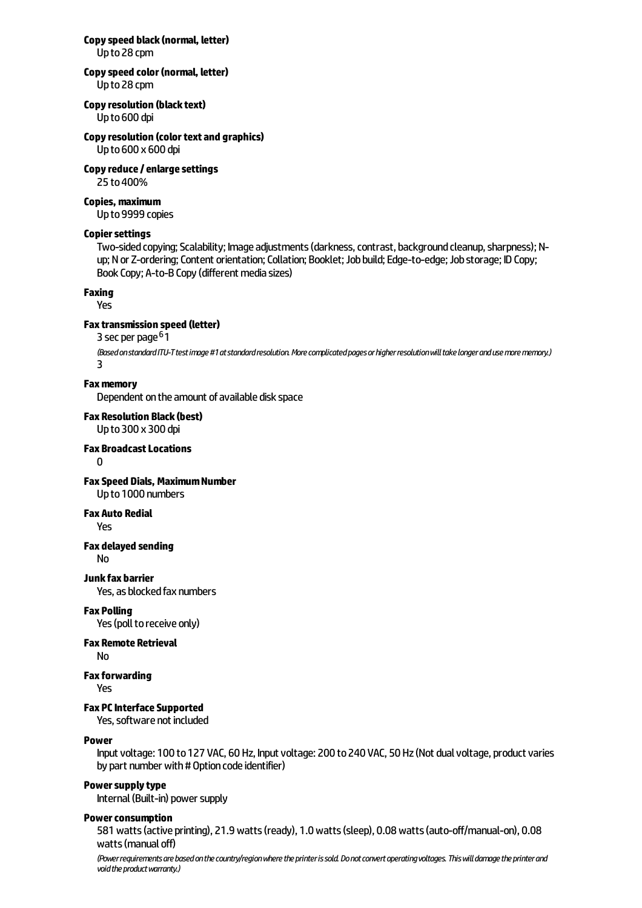**Copy speed black (normal, letter)**
Up to 28 cpm

**Copy speed color (normal, letter)**
Up to 28 cpm

**Copy resolution (black text)**
Up to 600 dpi

**Copy resolution (color text and graphics)**
Up to 600 x 600 dpi

**Copy reduce / enlarge settings**
25 to 400%

**Copies, maximum**
Up to 9999 copies

**Copier settings**
Two-sided copying; Scalability; Image adjustments (darkness, contrast, background cleanup, sharpness); N-up; N or Z-ordering; Content orientation; Collation; Booklet; Job build; Edge-to-edge; Job storage; ID Copy; Book Copy; A-to-B Copy (different media sizes)

**Faxing**
Yes

**Fax transmission speed (letter)**
3 sec per page [6] 1

*(Based on standard ITU-T test image #1 at standard resolution. More complicated pages or higher resolution will take longer and use more memory.)*
3

**Fax memory**
Dependent on the amount of available disk space

**Fax Resolution Black (best)**
Up to 300 x 300 dpi

**Fax Broadcast Locations**
0

**Fax Speed Dials, Maximum Number**
Up to 1000 numbers

**Fax Auto Redial**
Yes

**Fax delayed sending**
No

**Junk fax barrier**
Yes, as blocked fax numbers

**Fax Polling**
Yes (poll to receive only)

**Fax Remote Retrieval**
No

**Fax forwarding**
Yes

**Fax PC Interface Supported**
Yes, software not included

**Power**
Input voltage: 100 to 127 VAC, 60 Hz, Input voltage: 200 to 240 VAC, 50 Hz (Not dual voltage, product varies by part number with # Option code identifier)

**Power supply type**
Internal (Built-in) power supply

**Power consumption**
581 watts (active printing), 21.9 watts (ready), 1.0 watts (sleep), 0.08 watts (auto-off/manual-on), 0.08 watts (manual off)

*(Power requirements are based on the country/region where the printer is sold. Do not convert operating voltages. This will damage the printer and void the product warranty.)*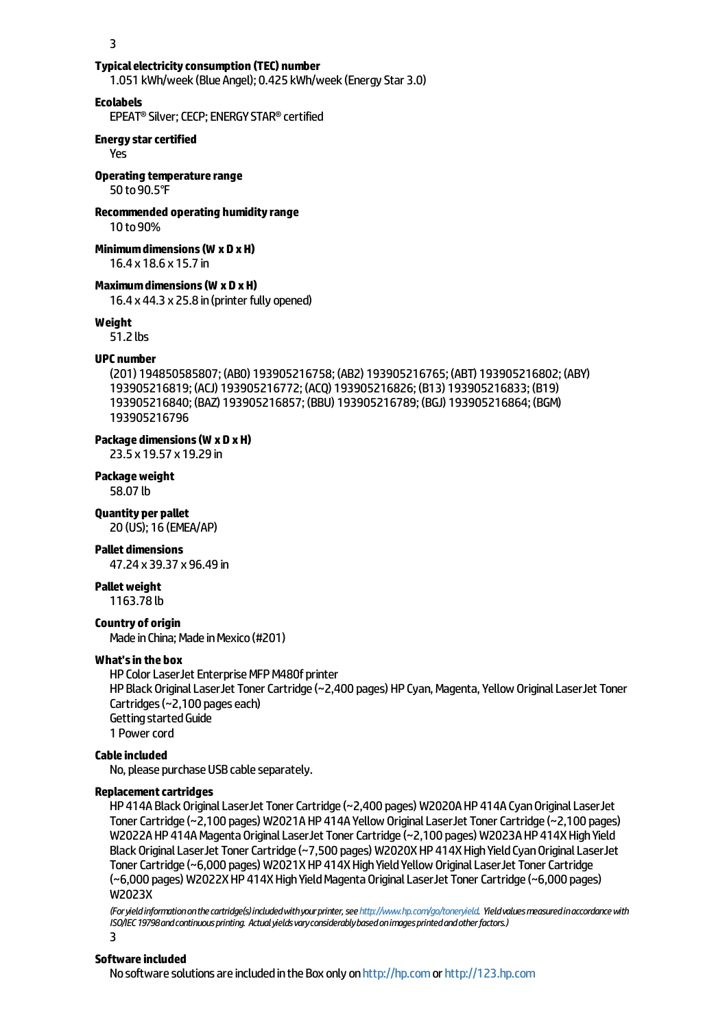3

**Typical electricity consumption (TEC) number**
1.051 kWh/week (Blue Angel); 0.425 kWh/week (Energy Star 3.0)

**Ecolabels**
EPEAT® Silver; CECP; ENERGY STAR® certified

**Energy star certified**
Yes

**Operating temperature range**
50 to 90.5°F

**Recommended operating humidity range**
10 to 90%

**Minimum dimensions (W x D x H)**
16.4 x 18.6 x 15.7 in

**Maximum dimensions (W x D x H)**
16.4 x 44.3 x 25.8 in (printer fully opened)

**Weight**
51.2 lbs

**UPC number**
(201) 194850585807; (AB0) 193905216758; (AB2) 193905216765; (ABT) 193905216802; (ABY) 193905216819; (ACJ) 193905216772; (ACQ) 193905216826; (B13) 193905216833; (B19) 193905216840; (BAZ) 193905216857; (BBU) 193905216789; (BGJ) 193905216864; (BGM) 193905216796

**Package dimensions (W x D x H)**
23.5 x 19.57 x 19.29 in

**Package weight**
58.07 lb

**Quantity per pallet**
20 (US); 16 (EMEA/AP)

**Pallet dimensions**
47.24 x 39.37 x 96.49 in

**Pallet weight**
1163.78 lb

**Country of origin**
Made in China; Made in Mexico (#201)

**What's in the box**
HP Color LaserJet Enterprise MFP M480f printer
HP Black Original LaserJet Toner Cartridge (~2,400 pages) HP Cyan, Magenta, Yellow Original LaserJet Toner Cartridges (~2,100 pages each)
Getting started Guide
1 Power cord

**Cable included**
No, please purchase USB cable separately.

**Replacement cartridges**
HP 414A Black Original LaserJet Toner Cartridge (~2,400 pages) W2020A HP 414A Cyan Original LaserJet Toner Cartridge (~2,100 pages) W2021A HP 414A Yellow Original LaserJet Toner Cartridge (~2,100 pages) W2022A HP 414A Magenta Original LaserJet Toner Cartridge (~2,100 pages) W2023A HP 414X High Yield Black Original LaserJet Toner Cartridge (~7,500 pages) W2020X HP 414X High Yield Cyan Original LaserJet Toner Cartridge (~6,000 pages) W2021X HP 414X High Yield Yellow Original LaserJet Toner Cartridge (~6,000 pages) W2022X HP 414X High Yield Magenta Original LaserJet Toner Cartridge (~6,000 pages) W2023X

*(For yield information on the cartridge(s) included with your printer, see http://www.hp.com/go/toneryield. Yield values measured in accordance with ISO/IEC 19798 and continuous printing. Actual yields vary considerably based on images printed and other factors.)*

3

**Software included**
No software solutions are included in the Box only on http://hp.com or http://123.hp.com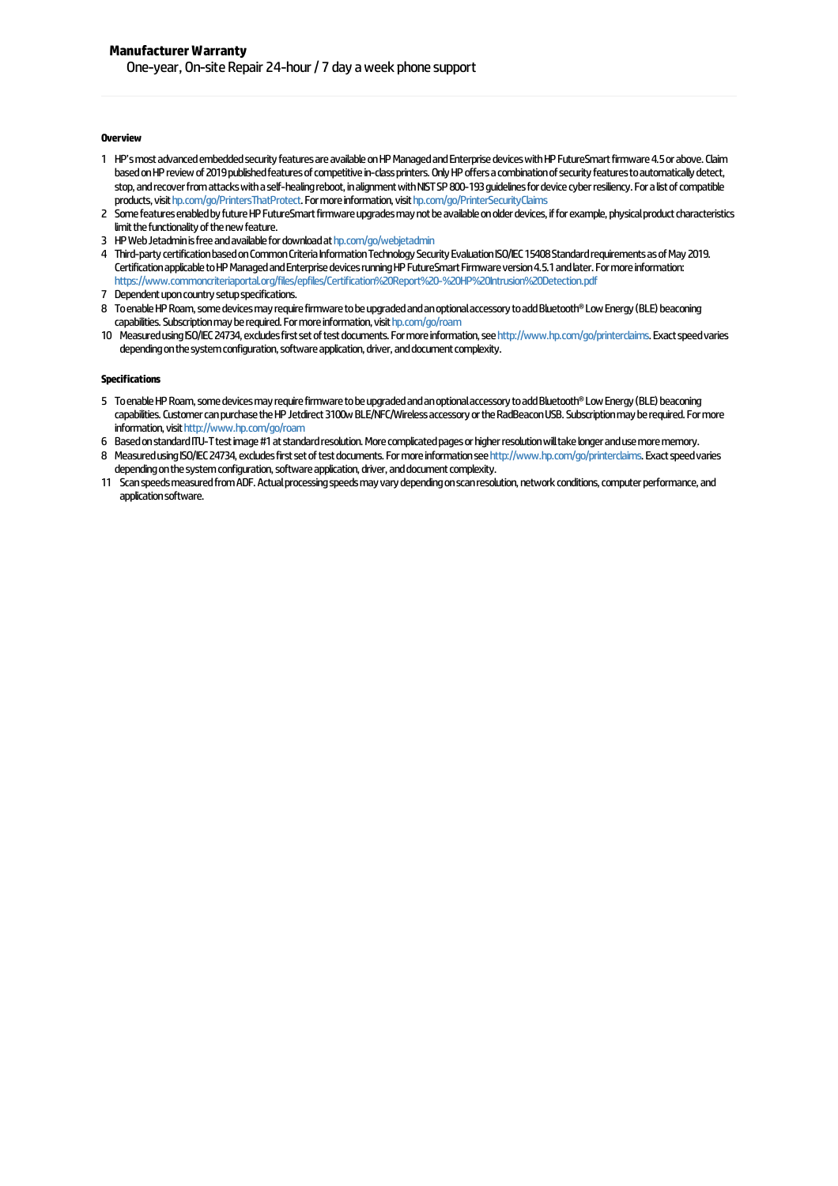**Manufacturer Warranty**

One-year, On-site Repair 24-hour / 7 day a week phone support

**Overview**

1 HP's most advanced embedded security features are available on HP Managed and Enterprise devices with HP FutureSmart firmware 4.5 or above. Claim based on HP review of 2019 published features of competitive in-class printers. Only HP offers a combination of security features to automatically detect, stop, and recover from attacks with a self-healing reboot, in alignment with NIST SP 800-193 guidelines for device cyber resiliency. For a list of compatible products, visit hp.com/go/PrintersThatProtect. For more information, visit hp.com/go/PrinterSecurityClaims

2 Some features enabled by future HP FutureSmart firmware upgrades may not be available on older devices, if for example, physical product characteristics limit the functionality of the new feature.

3 HP Web Jetadmin is free and available for download at hp.com/go/webjetadmin

4 Third-party certification based on Common Criteria Information Technology Security Evaluation ISO/IEC 15408 Standard requirements as of May 2019. Certification applicable to HP Managed and Enterprise devices running HP FutureSmart Firmware version 4.5.1 and later. For more information: https://www.commoncriteriaportal.org/files/epfiles/Certification%20Report%20-%20HP%20Intrusion%20Detection.pdf

7 Dependent upon country setup specifications.

8 To enable HP Roam, some devices may require firmware to be upgraded and an optional accessory to add Bluetooth® Low Energy (BLE) beaconing capabilities. Subscription may be required. For more information, visit hp.com/go/roam

10 Measured using ISO/IEC 24734, excludes first set of test documents. For more information, see http://www.hp.com/go/printerclaims. Exact speed varies depending on the system configuration, software application, driver, and document complexity.

**Specifications**

5 To enable HP Roam, some devices may require firmware to be upgraded and an optional accessory to add Bluetooth® Low Energy (BLE) beaconing capabilities. Customer can purchase the HP Jetdirect 3100w BLE/NFC/Wireless accessory or the RadBeacon USB. Subscription may be required. For more information, visit http://www.hp.com/go/roam

6 Based on standard ITU-T test image #1 at standard resolution. More complicated pages or higher resolution will take longer and use more memory.

8 Measured using ISO/IEC 24734, excludes first set of test documents. For more information see http://www.hp.com/go/printerclaims. Exact speed varies depending on the system configuration, software application, driver, and document complexity.

11 Scan speeds measured from ADF. Actual processing speeds may vary depending on scan resolution, network conditions, computer performance, and application software.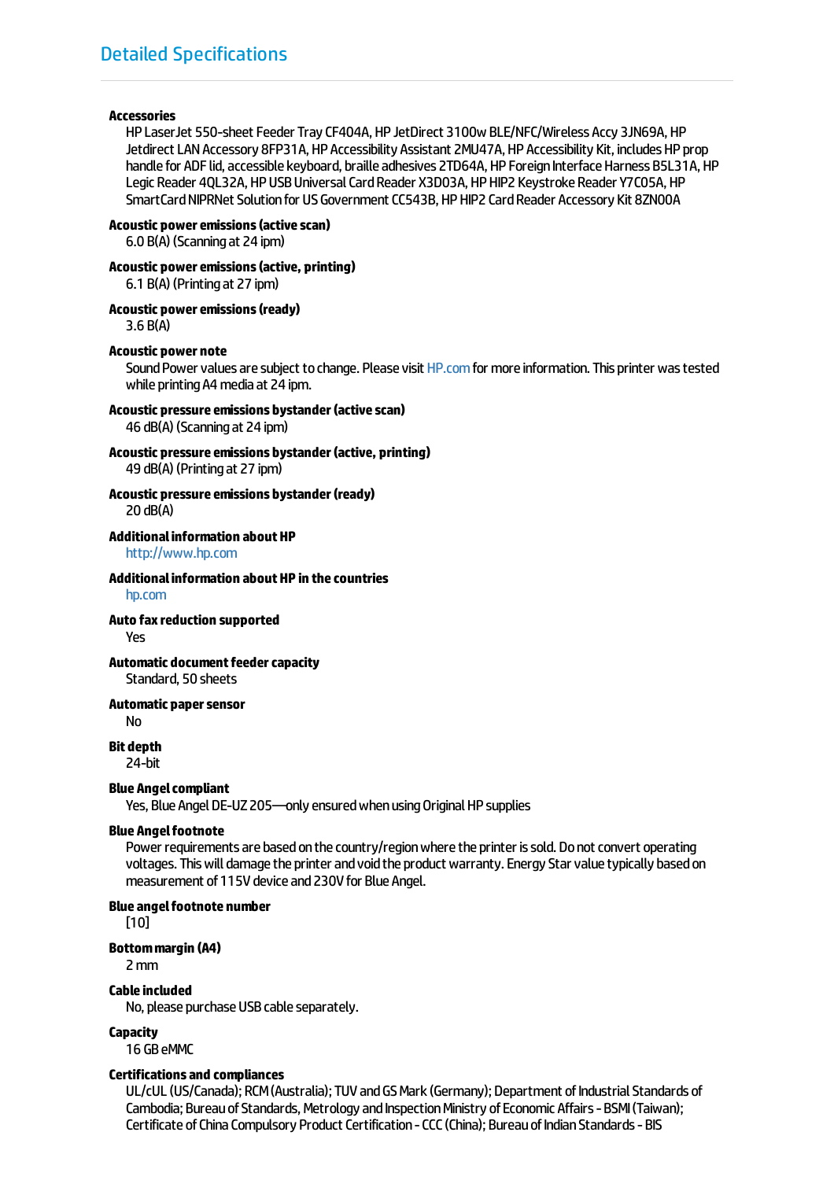## Detailed Specifications

**Accessories**
HP LaserJet 550-sheet Feeder Tray CF404A, HP JetDirect 3100w BLE/NFC/Wireless Accy 3JN69A, HP Jetdirect LAN Accessory 8FP31A, HP Accessibility Assistant 2MU47A, HP Accessibility Kit, includes HP prop handle for ADF lid, accessible keyboard, braille adhesives 2TD64A, HP Foreign Interface Harness B5L31A, HP Legic Reader 4QL32A, HP USB Universal Card Reader X3D03A, HP HIP2 Keystroke Reader Y7C05A, HP SmartCard NIPRNet Solution for US Government CC543B, HP HIP2 Card Reader Accessory Kit 8ZN00A

**Acoustic power emissions (active scan)**
6.0 B(A) (Scanning at 24 ipm)

**Acoustic power emissions (active, printing)**
6.1 B(A) (Printing at 27 ipm)

**Acoustic power emissions (ready)**
3.6 B(A)

**Acoustic power note**
Sound Power values are subject to change. Please visit HP.com for more information. This printer was tested while printing A4 media at 24 ipm.

**Acoustic pressure emissions bystander (active scan)**
46 dB(A) (Scanning at 24 ipm)

**Acoustic pressure emissions bystander (active, printing)**
49 dB(A) (Printing at 27 ipm)

**Acoustic pressure emissions bystander (ready)**
20 dB(A)

**Additional information about HP**
http://www.hp.com

**Additional information about HP in the countries**
hp.com

**Auto fax reduction supported**
Yes

**Automatic document feeder capacity**
Standard, 50 sheets

**Automatic paper sensor**
No

**Bit depth**
24-bit

**Blue Angel compliant**
Yes, Blue Angel DE-UZ 205—only ensured when using Original HP supplies

**Blue Angel footnote**
Power requirements are based on the country/region where the printer is sold. Do not convert operating voltages. This will damage the printer and void the product warranty. Energy Star value typically based on measurement of 115V device and 230V for Blue Angel.

**Blue angel footnote number**
[10]

**Bottom margin (A4)**
2 mm

**Cable included**
No, please purchase USB cable separately.

**Capacity**
16 GB eMMC

**Certifications and compliances**
UL/cUL (US/Canada); RCM (Australia); TUV and GS Mark (Germany); Department of Industrial Standards of Cambodia; Bureau of Standards, Metrology and Inspection Ministry of Economic Affairs - BSMI (Taiwan); Certificate of China Compulsory Product Certification - CCC (China); Bureau of Indian Standards - BIS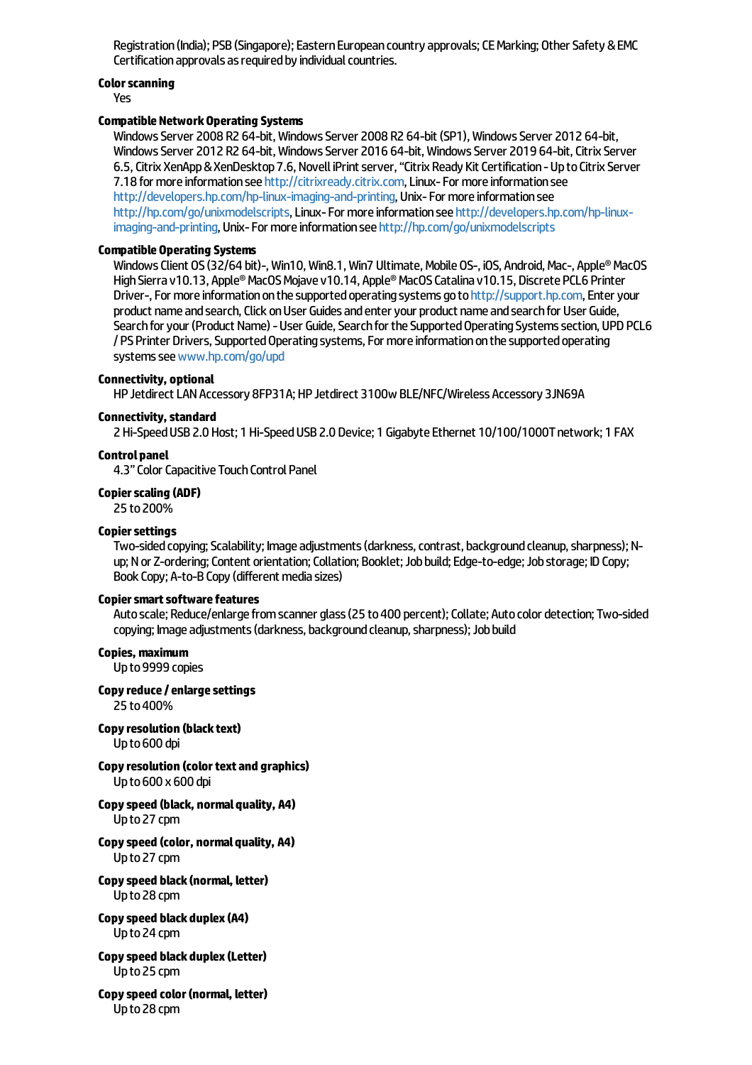Registration (India); PSB (Singapore); Eastern European country approvals; CE Marking; Other Safety & EMC Certification approvals as required by individual countries.

**Color scanning**
Yes

**Compatible Network Operating Systems**
Windows Server 2008 R2 64-bit, Windows Server 2008 R2 64-bit (SP1), Windows Server 2012 64-bit, Windows Server 2012 R2 64-bit, Windows Server 2016 64-bit, Windows Server 2019 64-bit, Citrix Server 6.5, Citrix XenApp & XenDesktop 7.6, Novell iPrint server, "Citrix Ready Kit Certification - Up to Citrix Server 7.18 for more information see http://citrixready.citrix.com, Linux- For more information see http://developers.hp.com/hp-linux-imaging-and-printing, Unix- For more information see http://hp.com/go/unixmodelscripts, Linux- For more information see http://developers.hp.com/hp-linux-imaging-and-printing, Unix- For more information see http://hp.com/go/unixmodelscripts

**Compatible Operating Systems**
Windows Client OS (32/64 bit)-, Win10, Win8.1, Win7 Ultimate, Mobile OS-, iOS, Android, Mac-, Apple® MacOS High Sierra v10.13, Apple® MacOS Mojave v10.14, Apple® MacOS Catalina v10.15, Discrete PCL6 Printer Driver-, For more information on the supported operating systems go to http://support.hp.com, Enter your product name and search, Click on User Guides and enter your product name and search for User Guide, Search for your (Product Name) - User Guide, Search for the Supported Operating Systems section, UPD PCL6 / PS Printer Drivers, Supported Operating systems, For more information on the supported operating systems see www.hp.com/go/upd

**Connectivity, optional**
HP Jetdirect LAN Accessory 8FP31A; HP Jetdirect 3100w BLE/NFC/Wireless Accessory 3JN69A

**Connectivity, standard**
2 Hi-Speed USB 2.0 Host; 1 Hi-Speed USB 2.0 Device; 1 Gigabyte Ethernet 10/100/1000T network; 1 FAX

**Control panel**
4.3" Color Capacitive Touch Control Panel

**Copier scaling (ADF)**
25 to 200%

**Copier settings**
Two-sided copying; Scalability; Image adjustments (darkness, contrast, background cleanup, sharpness); N-up; N or Z-ordering; Content orientation; Collation; Booklet; Job build; Edge-to-edge; Job storage; ID Copy; Book Copy; A-to-B Copy (different media sizes)

**Copier smart software features**
Auto scale; Reduce/enlarge from scanner glass (25 to 400 percent); Collate; Auto color detection; Two-sided copying; Image adjustments (darkness, background cleanup, sharpness); Job build

**Copies, maximum**
Up to 9999 copies

**Copy reduce / enlarge settings**
25 to 400%

**Copy resolution (black text)**
Up to 600 dpi

**Copy resolution (color text and graphics)**
Up to 600 x 600 dpi

**Copy speed (black, normal quality, A4)**
Up to 27 cpm

**Copy speed (color, normal quality, A4)**
Up to 27 cpm

**Copy speed black (normal, letter)**
Up to 28 cpm

**Copy speed black duplex (A4)**
Up to 24 cpm

**Copy speed black duplex (Letter)**
Up to 25 cpm

**Copy speed color (normal, letter)**
Up to 28 cpm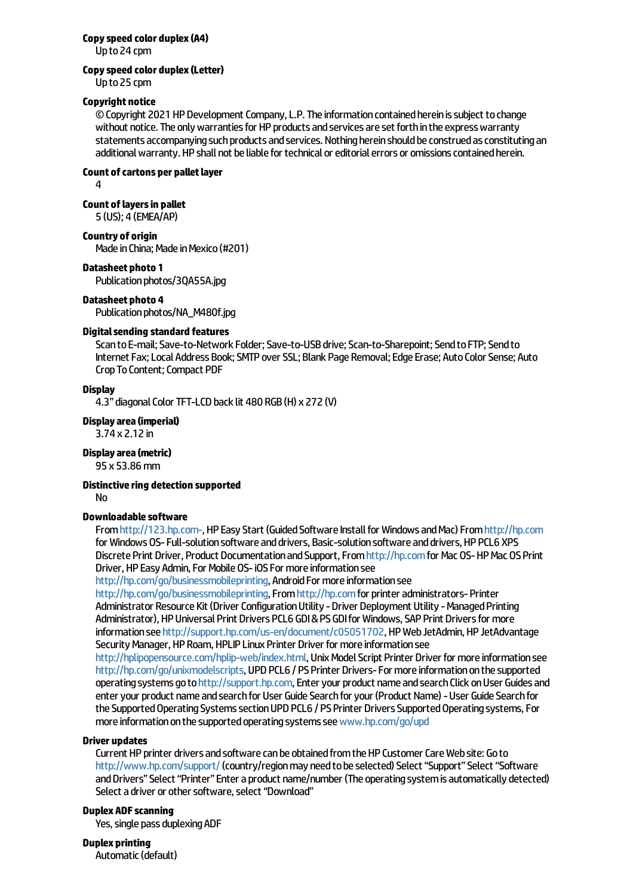**Copy speed color duplex (A4)**
Up to 24 cpm

**Copy speed color duplex (Letter)**
Up to 25 cpm

**Copyright notice**
© Copyright 2021 HP Development Company, L.P. The information contained herein is subject to change without notice. The only warranties for HP products and services are set forth in the express warranty statements accompanying such products and services. Nothing herein should be construed as constituting an additional warranty. HP shall not be liable for technical or editorial errors or omissions contained herein.

**Count of cartons per pallet layer**
4

**Count of layers in pallet**
5 (US); 4 (EMEA/AP)

**Country of origin**
Made in China; Made in Mexico (#201)

**Datasheet photo 1**
Publication photos/3QA55A.jpg

**Datasheet photo 4**
Publication photos/NA_M480f.jpg

**Digital sending standard features**
Scan to E-mail; Save-to-Network Folder; Save-to-USB drive; Scan-to-Sharepoint; Send to FTP; Send to Internet Fax; Local Address Book; SMTP over SSL; Blank Page Removal; Edge Erase; Auto Color Sense; Auto Crop To Content; Compact PDF

**Display**
4.3" diagonal Color TFT-LCD back lit 480 RGB (H) x 272 (V)

**Display area (imperial)**
3.74 x 2.12 in

**Display area (metric)**
95 x 53.86 mm

**Distinctive ring detection supported**
No

**Downloadable software**
From http://123.hp.com-, HP Easy Start (Guided Software Install for Windows and Mac) From http://hp.com for Windows OS- Full-solution software and drivers, Basic-solution software and drivers, HP PCL6 XPS Discrete Print Driver, Product Documentation and Support, From http://hp.com for Mac OS- HP Mac OS Print Driver, HP Easy Admin, For Mobile OS- iOS For more information see http://hp.com/go/businessmobileprinting, Android For more information see http://hp.com/go/businessmobileprinting, From http://hp.com for printer administrators- Printer Administrator Resource Kit (Driver Configuration Utility - Driver Deployment Utility - Managed Printing Administrator), HP Universal Print Drivers PCL6 GDI & PS GDI for Windows, SAP Print Drivers for more information see http://support.hp.com/us-en/document/c05051702, HP Web JetAdmin, HP JetAdvantage Security Manager, HP Roam, HPLIP Linux Printer Driver for more information see http://hplipopensource.com/hplip-web/index.html, Unix Model Script Printer Driver for more information see http://hp.com/go/unixmodelscripts, UPD PCL6 / PS Printer Drivers- For more information on the supported operating systems go to http://support.hp.com, Enter your product name and search Click on User Guides and enter your product name and search for User Guide Search for your (Product Name) - User Guide Search for the Supported Operating Systems section UPD PCL6 / PS Printer Drivers Supported Operating systems, For more information on the supported operating systems see www.hp.com/go/upd

**Driver updates**
Current HP printer drivers and software can be obtained from the HP Customer Care Web site: Go to http://www.hp.com/support/ (country/region may need to be selected) Select "Support" Select "Software and Drivers" Select "Printer" Enter a product name/number (The operating system is automatically detected) Select a driver or other software, select "Download"

**Duplex ADF scanning**
Yes, single pass duplexing ADF

**Duplex printing**
Automatic (default)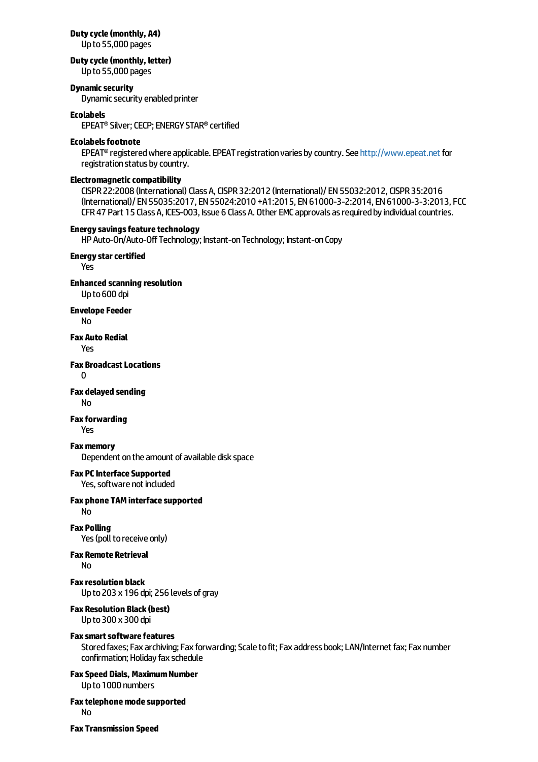**Duty cycle (monthly, A4)**
Up to 55,000 pages

**Duty cycle (monthly, letter)**
Up to 55,000 pages

**Dynamic security**
Dynamic security enabled printer

**Ecolabels**
EPEAT® Silver; CECP; ENERGY STAR® certified

**Ecolabels footnote**
EPEAT® registered where applicable. EPEAT registration varies by country. See http://www.epeat.net for registration status by country.

**Electromagnetic compatibility**
CISPR 22:2008 (International) Class A, CISPR 32:2012 (International)/ EN 55032:2012, CISPR 35:2016 (International)/ EN 55035:2017, EN 55024:2010 +A1:2015, EN 61000-3-2:2014, EN 61000-3-3:2013, FCC CFR 47 Part 15 Class A, ICES-003, Issue 6 Class A. Other EMC approvals as required by individual countries.

**Energy savings feature technology**
HP Auto-On/Auto-Off Technology; Instant-on Technology; Instant-on Copy

**Energy star certified**
Yes

**Enhanced scanning resolution**
Up to 600 dpi

**Envelope Feeder**
No

**Fax Auto Redial**
Yes

**Fax Broadcast Locations**
0

**Fax delayed sending**
No

**Fax forwarding**
Yes

**Fax memory**
Dependent on the amount of available disk space

**Fax PC Interface Supported**
Yes, software not included

**Fax phone TAM interface supported**
No

**Fax Polling**
Yes (poll to receive only)

**Fax Remote Retrieval**
No

**Fax resolution black**
Up to 203 x 196 dpi; 256 levels of gray

**Fax Resolution Black (best)**
Up to 300 x 300 dpi

**Fax smart software features**
Stored faxes; Fax archiving; Fax forwarding; Scale to fit; Fax address book; LAN/Internet fax; Fax number confirmation; Holiday fax schedule

**Fax Speed Dials, Maximum Number**
Up to 1000 numbers

**Fax telephone mode supported**
No

**Fax Transmission Speed**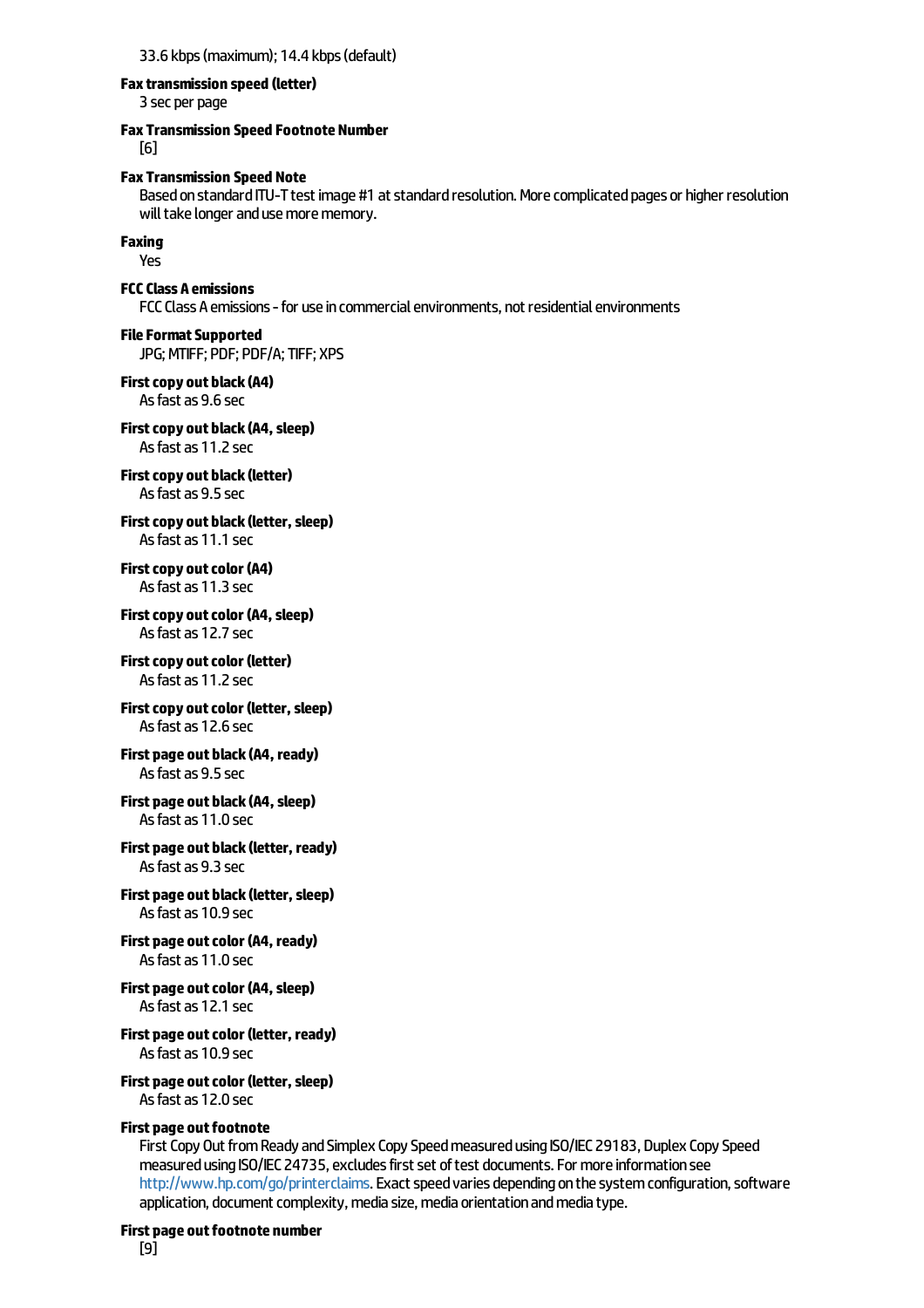33.6 kbps (maximum); 14.4 kbps (default)

**Fax transmission speed (letter)**
3 sec per page

**Fax Transmission Speed Footnote Number**
[6]

**Fax Transmission Speed Note**
Based on standard ITU-T test image #1 at standard resolution. More complicated pages or higher resolution will take longer and use more memory.

**Faxing**
Yes

**FCC Class A emissions**
FCC Class A emissions - for use in commercial environments, not residential environments

**File Format Supported**
JPG; MTIFF; PDF; PDF/A; TIFF; XPS

**First copy out black (A4)**
As fast as 9.6 sec

**First copy out black (A4, sleep)**
As fast as 11.2 sec

**First copy out black (letter)**
As fast as 9.5 sec

**First copy out black (letter, sleep)**
As fast as 11.1 sec

**First copy out color (A4)**
As fast as 11.3 sec

**First copy out color (A4, sleep)**
As fast as 12.7 sec

**First copy out color (letter)**
As fast as 11.2 sec

**First copy out color (letter, sleep)**
As fast as 12.6 sec

**First page out black (A4, ready)**
As fast as 9.5 sec

**First page out black (A4, sleep)**
As fast as 11.0 sec

**First page out black (letter, ready)**
As fast as 9.3 sec

**First page out black (letter, sleep)**
As fast as 10.9 sec

**First page out color (A4, ready)**
As fast as 11.0 sec

**First page out color (A4, sleep)**
As fast as 12.1 sec

**First page out color (letter, ready)**
As fast as 10.9 sec

**First page out color (letter, sleep)**
As fast as 12.0 sec

**First page out footnote**
First Copy Out from Ready and Simplex Copy Speed measured using ISO/IEC 29183, Duplex Copy Speed measured using ISO/IEC 24735, excludes first set of test documents. For more information see http://www.hp.com/go/printerclaims. Exact speed varies depending on the system configuration, software application, document complexity, media size, media orientation and media type.

**First page out footnote number**
[9]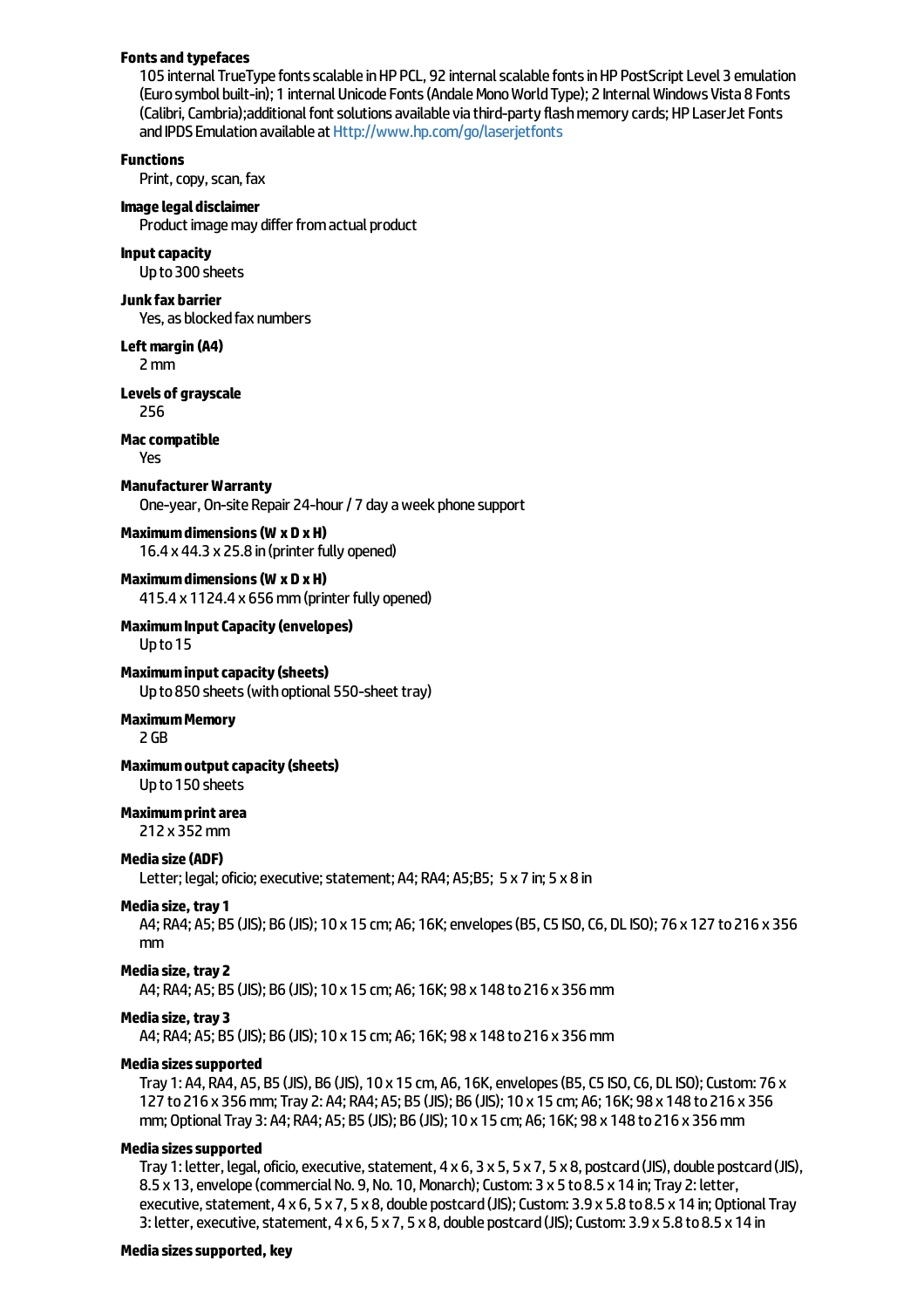**Fonts and typefaces**

105 internal TrueType fonts scalable in HP PCL, 92 internal scalable fonts in HP PostScript Level 3 emulation (Euro symbol built-in); 1 internal Unicode Fonts (Andale Mono World Type); 2 Internal Windows Vista 8 Fonts (Calibri, Cambria);additional font solutions available via third-party flash memory cards; HP LaserJet Fonts and IPDS Emulation available at Http://www.hp.com/go/laserjetfonts

**Functions**

Print, copy, scan, fax

**Image legal disclaimer**

Product image may differ from actual product

**Input capacity**

Up to 300 sheets

**Junk fax barrier**

Yes, as blocked fax numbers

**Left margin (A4)**

2 mm

**Levels of grayscale**

256

**Mac compatible**

Yes

**Manufacturer Warranty**

One-year, On-site Repair 24-hour / 7 day a week phone support

**Maximum dimensions (W x D x H)**

16.4 x 44.3 x 25.8 in (printer fully opened)

**Maximum dimensions (W x D x H)**

415.4 x 1124.4 x 656 mm (printer fully opened)

**Maximum Input Capacity (envelopes)**

Up to 15

**Maximum input capacity (sheets)**

Up to 850 sheets (with optional 550-sheet tray)

**Maximum Memory**

2 GB

**Maximum output capacity (sheets)**

Up to 150 sheets

**Maximum print area**

212 x 352 mm

**Media size (ADF)**

Letter; legal; oficio; executive; statement; A4; RA4; A5;B5; 5 x 7 in; 5 x 8 in

**Media size, tray 1**

A4; RA4; A5; B5 (JIS); B6 (JIS); 10 x 15 cm; A6; 16K; envelopes (B5, C5 ISO, C6, DL ISO); 76 x 127 to 216 x 356 mm

**Media size, tray 2**

A4; RA4; A5; B5 (JIS); B6 (JIS); 10 x 15 cm; A6; 16K; 98 x 148 to 216 x 356 mm

**Media size, tray 3**

A4; RA4; A5; B5 (JIS); B6 (JIS); 10 x 15 cm; A6; 16K; 98 x 148 to 216 x 356 mm

**Media sizes supported**

Tray 1: A4, RA4, A5, B5 (JIS), B6 (JIS), 10 x 15 cm, A6, 16K, envelopes (B5, C5 ISO, C6, DL ISO); Custom: 76 x 127 to 216 x 356 mm; Tray 2: A4; RA4; A5; B5 (JIS); B6 (JIS); 10 x 15 cm; A6; 16K; 98 x 148 to 216 x 356 mm; Optional Tray 3: A4; RA4; A5; B5 (JIS); B6 (JIS); 10 x 15 cm; A6; 16K; 98 x 148 to 216 x 356 mm

**Media sizes supported**

Tray 1: letter, legal, oficio, executive, statement, 4 x 6, 3 x 5, 5 x 7, 5 x 8, postcard (JIS), double postcard (JIS), 8.5 x 13, envelope (commercial No. 9, No. 10, Monarch); Custom: 3 x 5 to 8.5 x 14 in; Tray 2: letter, executive, statement, 4 x 6, 5 x 7, 5 x 8, double postcard (JIS); Custom: 3.9 x 5.8 to 8.5 x 14 in; Optional Tray 3: letter, executive, statement, 4 x 6, 5 x 7, 5 x 8, double postcard (JIS); Custom: 3.9 x 5.8 to 8.5 x 14 in

**Media sizes supported, key**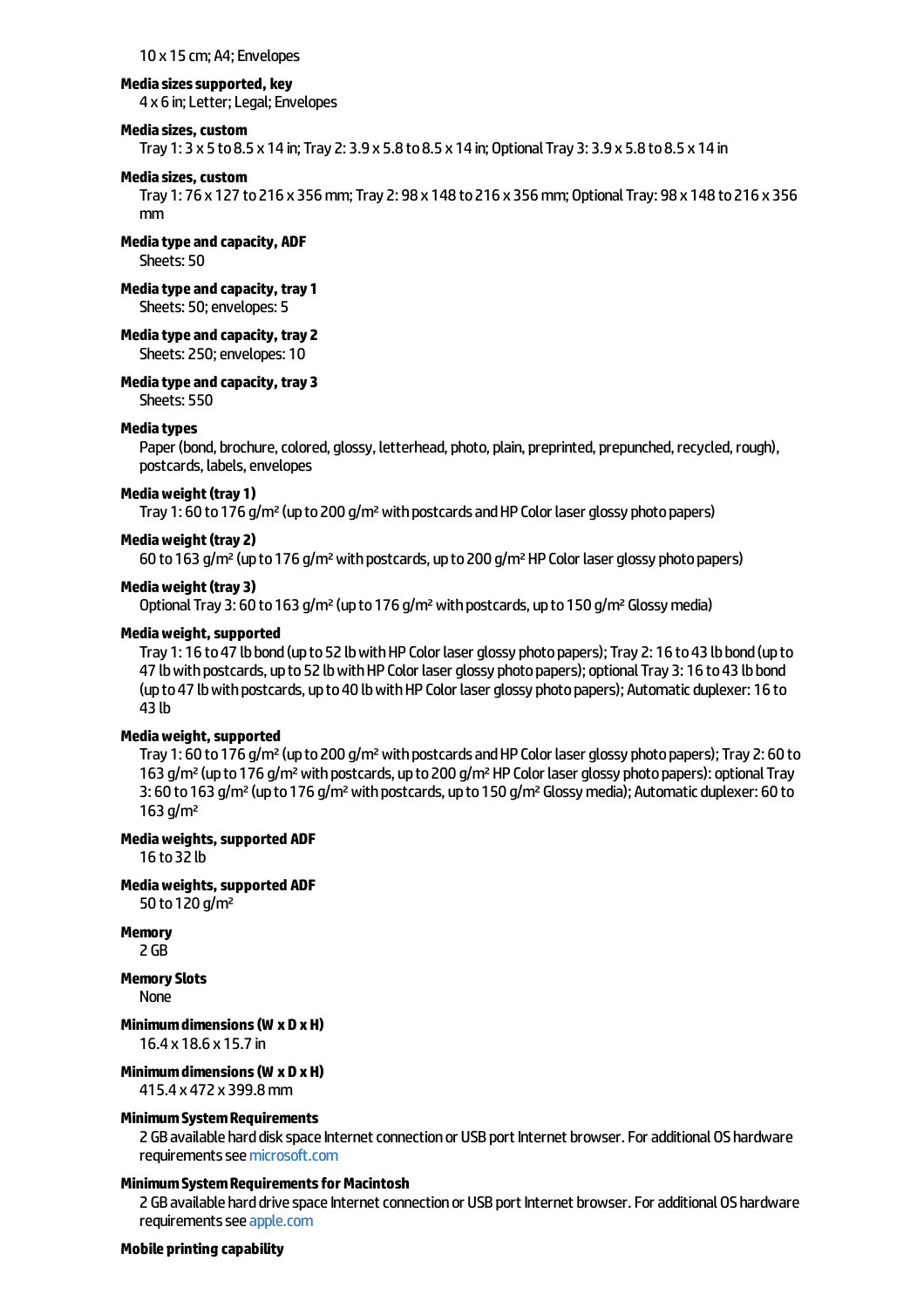10 x 15 cm; A4; Envelopes

**Media sizes supported, key**
4 x 6 in; Letter; Legal; Envelopes

**Media sizes, custom**
Tray 1: 3 x 5 to 8.5 x 14 in; Tray 2: 3.9 x 5.8 to 8.5 x 14 in; Optional Tray 3: 3.9 x 5.8 to 8.5 x 14 in

**Media sizes, custom**
Tray 1: 76 x 127 to 216 x 356 mm; Tray 2: 98 x 148 to 216 x 356 mm; Optional Tray: 98 x 148 to 216 x 356 mm

**Media type and capacity, ADF**
Sheets: 50

**Media type and capacity, tray 1**
Sheets: 50; envelopes: 5

**Media type and capacity, tray 2**
Sheets: 250; envelopes: 10

**Media type and capacity, tray 3**
Sheets: 550

**Media types**
Paper (bond, brochure, colored, glossy, letterhead, photo, plain, preprinted, prepunched, recycled, rough), postcards, labels, envelopes

**Media weight (tray 1)**
Tray 1: 60 to 176 g/m² (up to 200 g/m² with postcards and HP Color laser glossy photo papers)

**Media weight (tray 2)**
60 to 163 g/m² (up to 176 g/m² with postcards, up to 200 g/m² HP Color laser glossy photo papers)

**Media weight (tray 3)**
Optional Tray 3: 60 to 163 g/m² (up to 176 g/m² with postcards, up to 150 g/m² Glossy media)

**Media weight, supported**
Tray 1: 16 to 47 lb bond (up to 52 lb with HP Color laser glossy photo papers); Tray 2: 16 to 43 lb bond (up to 47 lb with postcards, up to 52 lb with HP Color laser glossy photo papers); optional Tray 3: 16 to 43 lb bond (up to 47 lb with postcards, up to 40 lb with HP Color laser glossy photo papers); Automatic duplexer: 16 to 43 lb

**Media weight, supported**
Tray 1: 60 to 176 g/m² (up to 200 g/m² with postcards and HP Color laser glossy photo papers); Tray 2: 60 to 163 g/m² (up to 176 g/m² with postcards, up to 200 g/m² HP Color laser glossy photo papers): optional Tray 3: 60 to 163 g/m² (up to 176 g/m² with postcards, up to 150 g/m² Glossy media); Automatic duplexer: 60 to 163 g/m²

**Media weights, supported ADF**
16 to 32 lb

**Media weights, supported ADF**
50 to 120 g/m²

**Memory**
2 GB

**Memory Slots**
None

**Minimum dimensions (W x D x H)**
16.4 x 18.6 x 15.7 in

**Minimum dimensions (W x D x H)**
415.4 x 472 x 399.8 mm

**Minimum System Requirements**
2 GB available hard disk space Internet connection or USB port Internet browser. For additional OS hardware requirements see microsoft.com

**Minimum System Requirements for Macintosh**
2 GB available hard drive space Internet connection or USB port Internet browser. For additional OS hardware requirements see apple.com

**Mobile printing capability**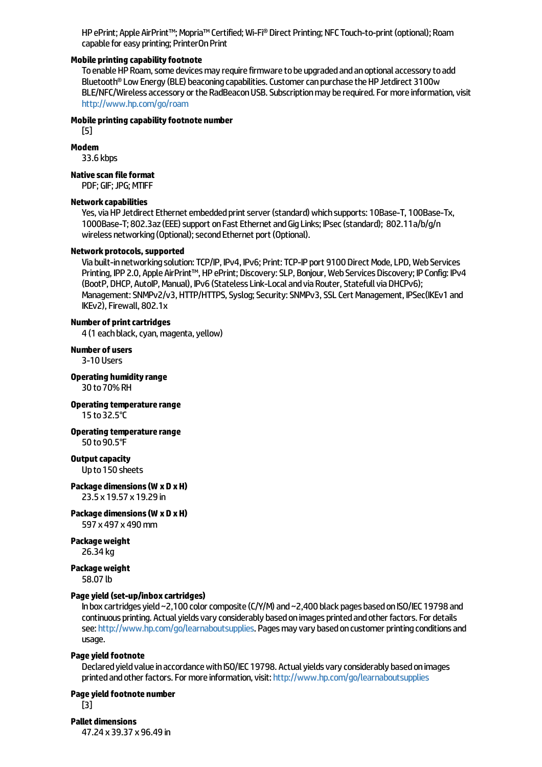HP ePrint; Apple AirPrint™; Mopria™ Certified; Wi-Fi® Direct Printing; NFC Touch-to-print (optional); Roam capable for easy printing; PrinterOn Print

**Mobile printing capability footnote**

To enable HP Roam, some devices may require firmware to be upgraded and an optional accessory to add Bluetooth® Low Energy (BLE) beaconing capabilities. Customer can purchase the HP Jetdirect 3100w BLE/NFC/Wireless accessory or the RadBeacon USB. Subscription may be required. For more information, visit http://www.hp.com/go/roam

**Mobile printing capability footnote number**

[5]

**Modem**

33.6 kbps

**Native scan file format**

PDF; GIF; JPG; MTIFF

**Network capabilities**

Yes, via HP Jetdirect Ethernet embedded print server (standard) which supports: 10Base-T, 100Base-Tx, 1000Base-T; 802.3az (EEE) support on Fast Ethernet and Gig Links; IPsec (standard); 802.11a/b/g/n wireless networking (Optional); second Ethernet port (Optional).

**Network protocols, supported**

Via built-in networking solution: TCP/IP, IPv4, IPv6; Print: TCP-IP port 9100 Direct Mode, LPD, Web Services Printing, IPP 2.0, Apple AirPrint™, HP ePrint; Discovery: SLP, Bonjour, Web Services Discovery; IP Config: IPv4 (BootP, DHCP, AutoIP, Manual), IPv6 (Stateless Link-Local and via Router, Statefull via DHCPv6); Management: SNMPv2/v3, HTTP/HTTPS, Syslog; Security: SNMPv3, SSL Cert Management, IPSec(IKEv1 and IKEv2), Firewall, 802.1x

**Number of print cartridges**

4 (1 each black, cyan, magenta, yellow)

**Number of users**

3-10 Users

**Operating humidity range**

30 to 70% RH

**Operating temperature range**

15 to 32.5°C

**Operating temperature range**

50 to 90.5°F

**Output capacity**

Up to 150 sheets

**Package dimensions (W x D x H)**

23.5 x 19.57 x 19.29 in

**Package dimensions (W x D x H)**

597 x 497 x 490 mm

**Package weight**

26.34 kg

**Package weight**

58.07 lb

**Page yield (set-up/inbox cartridges)**

In box cartridges yield ~2,100 color composite (C/Y/M) and ~2,400 black pages based on ISO/IEC 19798 and continuous printing. Actual yields vary considerably based on images printed and other factors. For details see: http://www.hp.com/go/learnaboutsupplies. Pages may vary based on customer printing conditions and usage.

**Page yield footnote**

Declared yield value in accordance with ISO/IEC 19798. Actual yields vary considerably based on images printed and other factors. For more information, visit: http://www.hp.com/go/learnaboutsupplies

**Page yield footnote number**

[3]

**Pallet dimensions**

47.24 x 39.37 x 96.49 in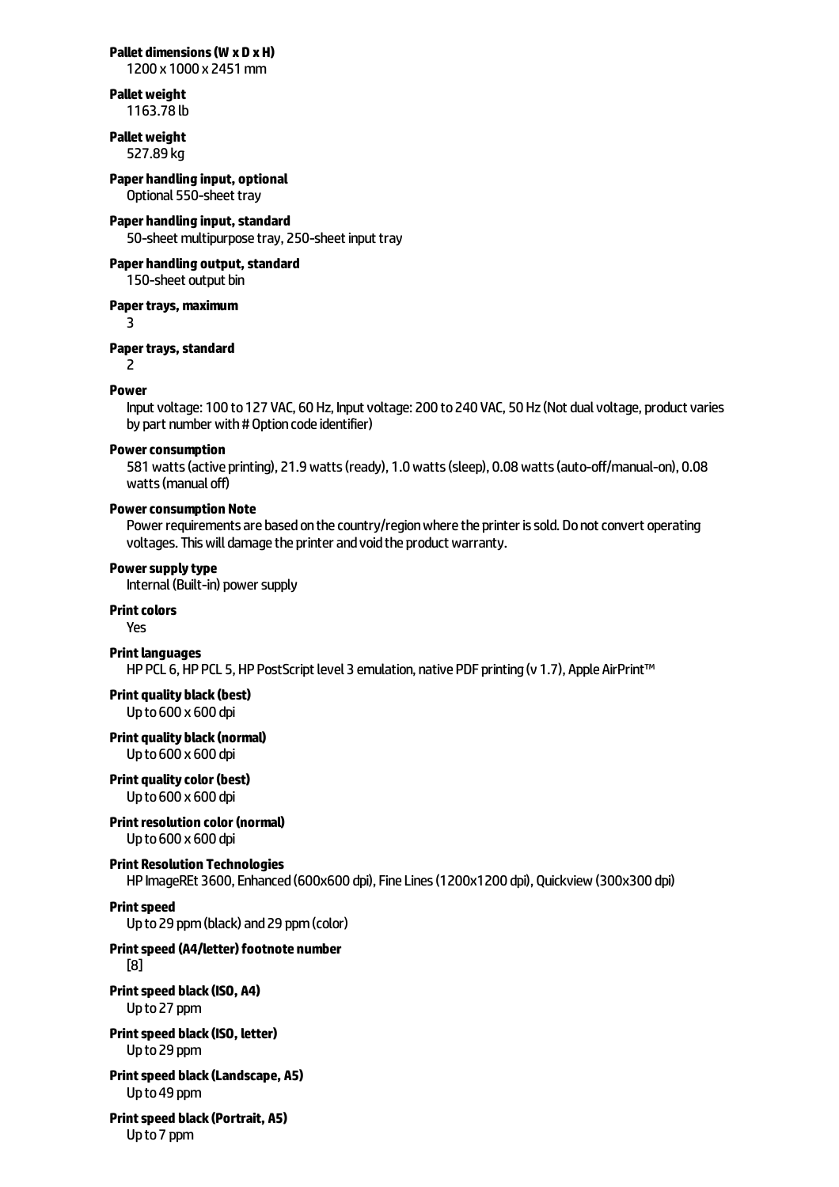**Pallet dimensions (W x D x H)**
1200 x 1000 x 2451 mm

**Pallet weight**
1163.78 lb

**Pallet weight**
527.89 kg

**Paper handling input, optional**
Optional 550-sheet tray

**Paper handling input, standard**
50-sheet multipurpose tray, 250-sheet input tray

**Paper handling output, standard**
150-sheet output bin

**Paper trays, maximum**
3

**Paper trays, standard**
2

**Power**
Input voltage: 100 to 127 VAC, 60 Hz, Input voltage: 200 to 240 VAC, 50 Hz (Not dual voltage, product varies by part number with # Option code identifier)

**Power consumption**
581 watts (active printing), 21.9 watts (ready), 1.0 watts (sleep), 0.08 watts (auto-off/manual-on), 0.08 watts (manual off)

**Power consumption Note**
Power requirements are based on the country/region where the printer is sold. Do not convert operating voltages. This will damage the printer and void the product warranty.

**Power supply type**
Internal (Built-in) power supply

**Print colors**
Yes

**Print languages**
HP PCL 6, HP PCL 5, HP PostScript level 3 emulation, native PDF printing (v 1.7), Apple AirPrint™

**Print quality black (best)**
Up to 600 x 600 dpi

**Print quality black (normal)**
Up to 600 x 600 dpi

**Print quality color (best)**
Up to 600 x 600 dpi

**Print resolution color (normal)**
Up to 600 x 600 dpi

**Print Resolution Technologies**
HP ImageREt 3600, Enhanced (600x600 dpi), Fine Lines (1200x1200 dpi), Quickview (300x300 dpi)

**Print speed**
Up to 29 ppm (black) and 29 ppm (color)

**Print speed (A4/letter) footnote number**
[8]

**Print speed black (ISO, A4)**
Up to 27 ppm

**Print speed black (ISO, letter)**
Up to 29 ppm

**Print speed black (Landscape, A5)**
Up to 49 ppm

**Print speed black (Portrait, A5)**
Up to 7 ppm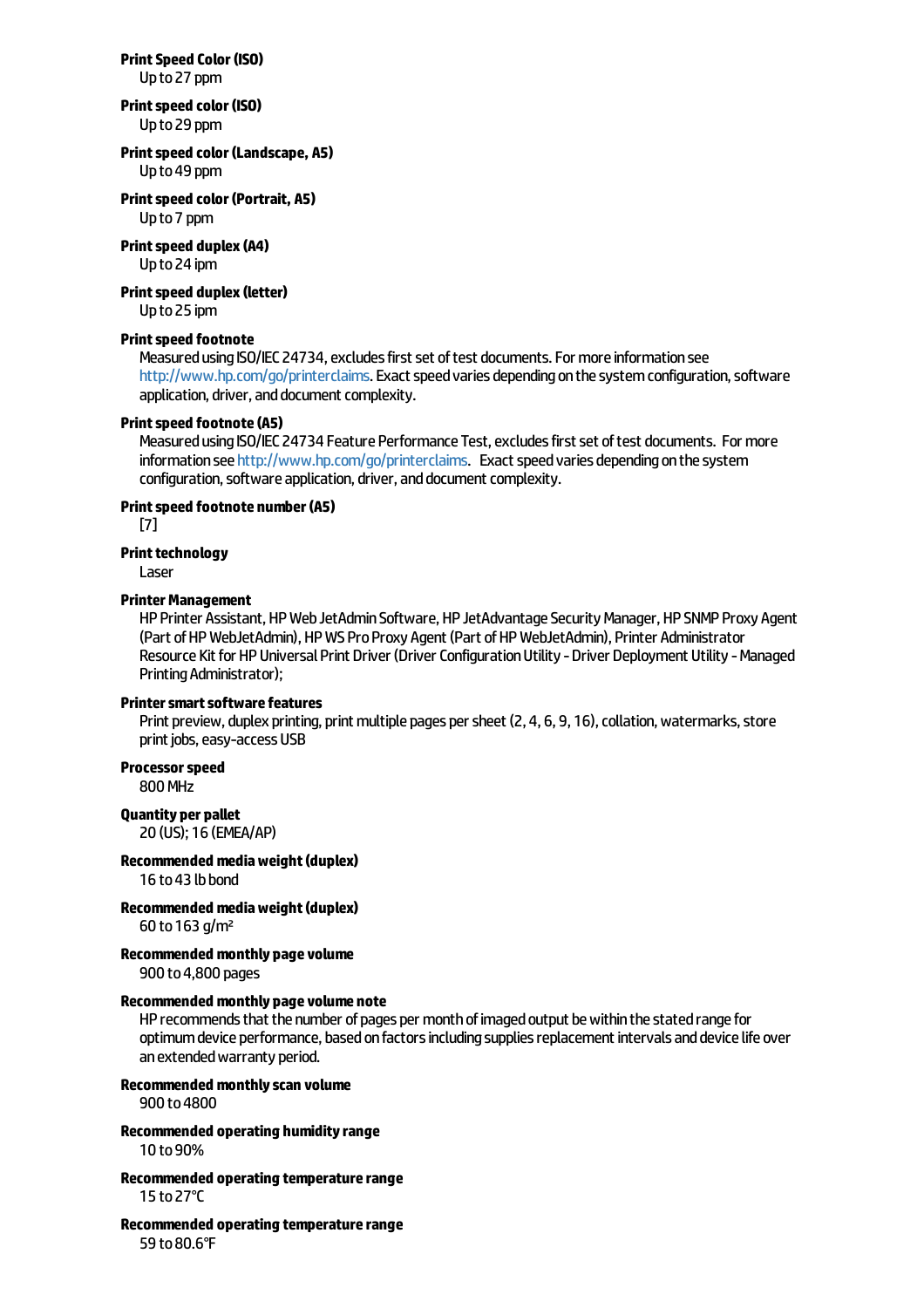**Print Speed Color (ISO)**
Up to 27 ppm

**Print speed color (ISO)**
Up to 29 ppm

**Print speed color (Landscape, A5)**
Up to 49 ppm

**Print speed color (Portrait, A5)**
Up to 7 ppm

**Print speed duplex (A4)**
Up to 24 ipm

**Print speed duplex (letter)**
Up to 25 ipm

**Print speed footnote**
Measured using ISO/IEC 24734, excludes first set of test documents. For more information see http://www.hp.com/go/printerclaims. Exact speed varies depending on the system configuration, software application, driver, and document complexity.

**Print speed footnote (A5)**
Measured using ISO/IEC 24734 Feature Performance Test, excludes first set of test documents. For more information see http://www.hp.com/go/printerclaims. Exact speed varies depending on the system configuration, software application, driver, and document complexity.

**Print speed footnote number (A5)**
[7]

**Print technology**
Laser

**Printer Management**
HP Printer Assistant, HP Web JetAdmin Software, HP JetAdvantage Security Manager, HP SNMP Proxy Agent (Part of HP WebJetAdmin), HP WS Pro Proxy Agent (Part of HP WebJetAdmin), Printer Administrator Resource Kit for HP Universal Print Driver (Driver Configuration Utility - Driver Deployment Utility - Managed Printing Administrator);

**Printer smart software features**
Print preview, duplex printing, print multiple pages per sheet (2, 4, 6, 9, 16), collation, watermarks, store print jobs, easy-access USB

**Processor speed**
800 MHz

**Quantity per pallet**
20 (US); 16 (EMEA/AP)

**Recommended media weight (duplex)**
16 to 43 lb bond

**Recommended media weight (duplex)**
60 to 163 g/m²

**Recommended monthly page volume**
900 to 4,800 pages

**Recommended monthly page volume note**
HP recommends that the number of pages per month of imaged output be within the stated range for optimum device performance, based on factors including supplies replacement intervals and device life over an extended warranty period.

**Recommended monthly scan volume**
900 to 4800

**Recommended operating humidity range**
10 to 90%

**Recommended operating temperature range**
15 to 27°C

**Recommended operating temperature range**
59 to 80.6°F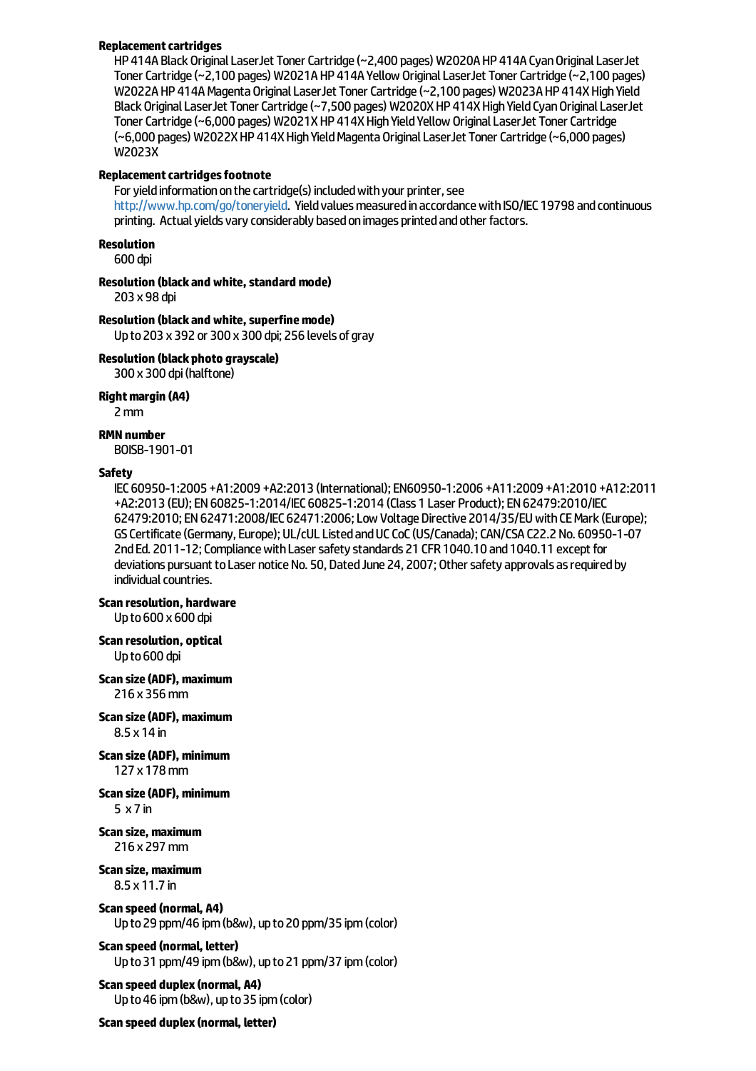**Replacement cartridges**

HP 414A Black Original LaserJet Toner Cartridge (~2,400 pages) W2020A HP 414A Cyan Original LaserJet Toner Cartridge (~2,100 pages) W2021A HP 414A Yellow Original LaserJet Toner Cartridge (~2,100 pages) W2022A HP 414A Magenta Original LaserJet Toner Cartridge (~2,100 pages) W2023A HP 414X High Yield Black Original LaserJet Toner Cartridge (~7,500 pages) W2020X HP 414X High Yield Cyan Original LaserJet Toner Cartridge (~6,000 pages) W2021X HP 414X High Yield Yellow Original LaserJet Toner Cartridge (~6,000 pages) W2022X HP 414X High Yield Magenta Original LaserJet Toner Cartridge (~6,000 pages) W2023X

**Replacement cartridges footnote**

For yield information on the cartridge(s) included with your printer, see http://www.hp.com/go/toneryield. Yield values measured in accordance with ISO/IEC 19798 and continuous printing. Actual yields vary considerably based on images printed and other factors.

**Resolution**

600 dpi

**Resolution (black and white, standard mode)**

203 x 98 dpi

**Resolution (black and white, superfine mode)**

Up to 203 x 392 or 300 x 300 dpi; 256 levels of gray

**Resolution (black photo grayscale)**

300 x 300 dpi (halftone)

**Right margin (A4)**

2 mm

**RMN number**

BOISB-1901-01

**Safety**

IEC 60950-1:2005 +A1:2009 +A2:2013 (International); EN60950-1:2006 +A11:2009 +A1:2010 +A12:2011 +A2:2013 (EU); EN 60825-1:2014/IEC 60825-1:2014 (Class 1 Laser Product); EN 62479:2010/IEC 62479:2010; EN 62471:2008/IEC 62471:2006; Low Voltage Directive 2014/35/EU with CE Mark (Europe); GS Certificate (Germany, Europe); UL/cUL Listed and UC CoC (US/Canada); CAN/CSA C22.2 No. 60950-1-07 2nd Ed. 2011-12; Compliance with Laser safety standards 21 CFR 1040.10 and 1040.11 except for deviations pursuant to Laser notice No. 50, Dated June 24, 2007; Other safety approvals as required by individual countries.

**Scan resolution, hardware**

Up to 600 x 600 dpi

**Scan resolution, optical**

Up to 600 dpi

**Scan size (ADF), maximum**

216 x 356 mm

**Scan size (ADF), maximum**

8.5 x 14 in

**Scan size (ADF), minimum**

127 x 178 mm

**Scan size (ADF), minimum**

5 x 7 in

**Scan size, maximum**

216 x 297 mm

**Scan size, maximum**

8.5 x 11.7 in

**Scan speed (normal, A4)**

Up to 29 ppm/46 ipm (b&w), up to 20 ppm/35 ipm (color)

**Scan speed (normal, letter)**

Up to 31 ppm/49 ipm (b&w), up to 21 ppm/37 ipm (color)

**Scan speed duplex (normal, A4)**

Up to 46 ipm (b&w), up to 35 ipm (color)

**Scan speed duplex (normal, letter)**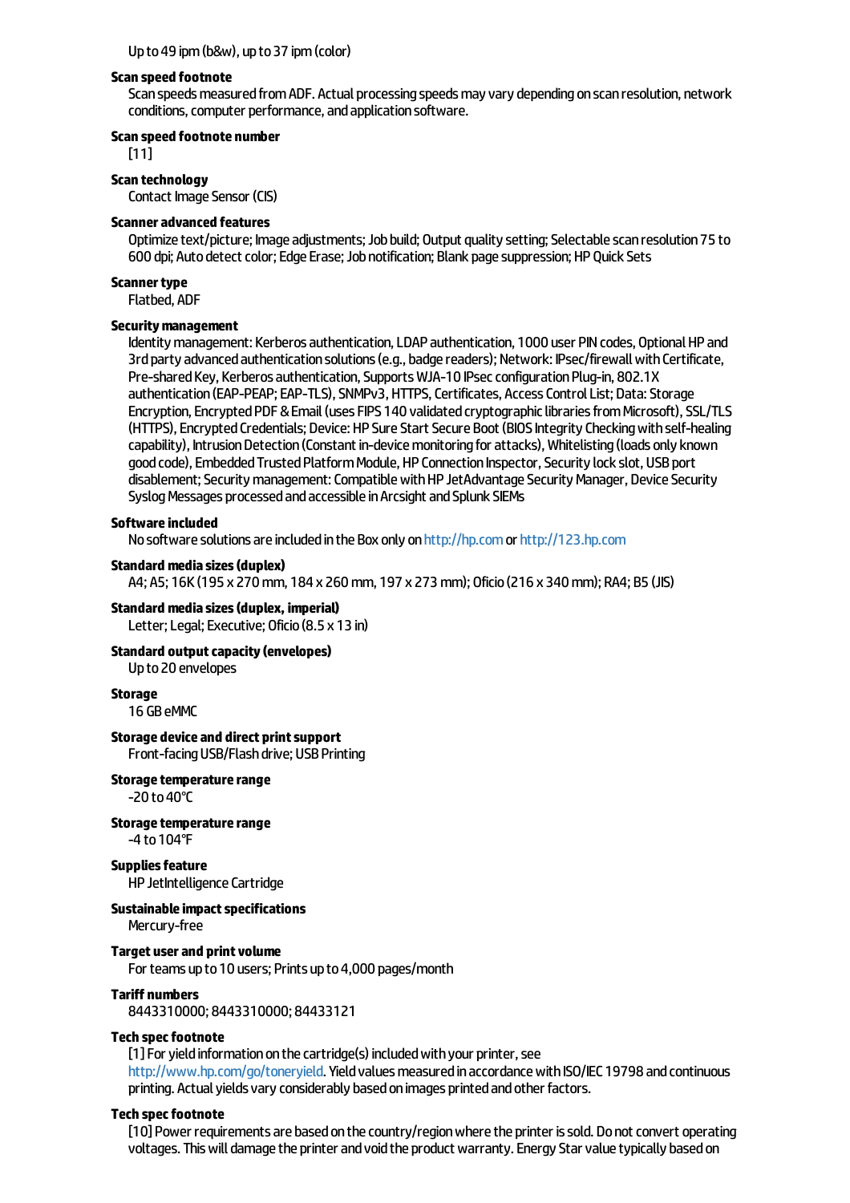Up to 49 ipm (b&w), up to 37 ipm (color)

**Scan speed footnote**

Scan speeds measured from ADF. Actual processing speeds may vary depending on scan resolution, network conditions, computer performance, and application software.

**Scan speed footnote number**

[11]

**Scan technology**

Contact Image Sensor (CIS)

**Scanner advanced features**

Optimize text/picture; Image adjustments; Job build; Output quality setting; Selectable scan resolution 75 to 600 dpi; Auto detect color; Edge Erase; Job notification; Blank page suppression; HP Quick Sets

**Scanner type**

Flatbed, ADF

**Security management**

Identity management: Kerberos authentication, LDAP authentication, 1000 user PIN codes, Optional HP and 3rd party advanced authentication solutions (e.g., badge readers); Network: IPsec/firewall with Certificate, Pre-shared Key, Kerberos authentication, Supports WJA-10 IPsec configuration Plug-in, 802.1X authentication (EAP-PEAP; EAP-TLS), SNMPv3, HTTPS, Certificates, Access Control List; Data: Storage Encryption, Encrypted PDF & Email (uses FIPS 140 validated cryptographic libraries from Microsoft), SSL/TLS (HTTPS), Encrypted Credentials; Device: HP Sure Start Secure Boot (BIOS Integrity Checking with self-healing capability), Intrusion Detection (Constant in-device monitoring for attacks), Whitelisting (loads only known good code), Embedded Trusted Platform Module, HP Connection Inspector, Security lock slot, USB port disablement; Security management: Compatible with HP JetAdvantage Security Manager, Device Security Syslog Messages processed and accessible in Arcsight and Splunk SIEMs

**Software included**

No software solutions are included in the Box only on http://hp.com or http://123.hp.com

**Standard media sizes (duplex)**

A4; A5; 16K (195 x 270 mm, 184 x 260 mm, 197 x 273 mm); Oficio (216 x 340 mm); RA4; B5 (JIS)

**Standard media sizes (duplex, imperial)**

Letter; Legal; Executive; Oficio (8.5 x 13 in)

**Standard output capacity (envelopes)**

Up to 20 envelopes

**Storage**

16 GB eMMC

**Storage device and direct print support**

Front-facing USB/Flash drive; USB Printing

**Storage temperature range**

-20 to 40°C

**Storage temperature range**

-4 to 104°F

**Supplies feature**

HP JetIntelligence Cartridge

**Sustainable impact specifications**

Mercury-free

**Target user and print volume**

For teams up to 10 users; Prints up to 4,000 pages/month

**Tariff numbers**

8443310000; 8443310000; 84433121

**Tech spec footnote**

[1] For yield information on the cartridge(s) included with your printer, see http://www.hp.com/go/toneryield. Yield values measured in accordance with ISO/IEC 19798 and continuous printing. Actual yields vary considerably based on images printed and other factors.

**Tech spec footnote**

[10] Power requirements are based on the country/region where the printer is sold. Do not convert operating voltages. This will damage the printer and void the product warranty. Energy Star value typically based on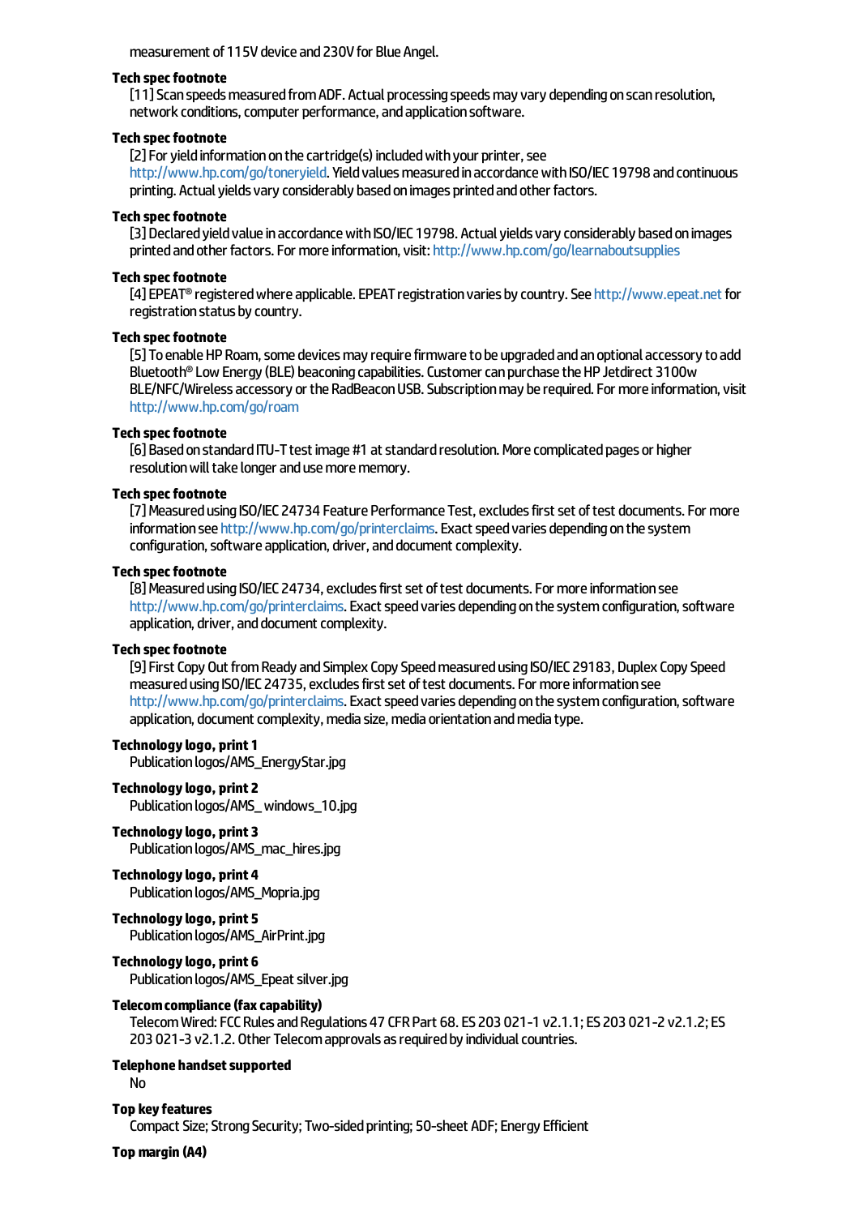measurement of 115V device and 230V for Blue Angel.

**Tech spec footnote**
[11] Scan speeds measured from ADF. Actual processing speeds may vary depending on scan resolution, network conditions, computer performance, and application software.

**Tech spec footnote**
[2] For yield information on the cartridge(s) included with your printer, see http://www.hp.com/go/toneryield. Yield values measured in accordance with ISO/IEC 19798 and continuous printing. Actual yields vary considerably based on images printed and other factors.

**Tech spec footnote**
[3] Declared yield value in accordance with ISO/IEC 19798. Actual yields vary considerably based on images printed and other factors. For more information, visit: http://www.hp.com/go/learnaboutsupplies

**Tech spec footnote**
[4] EPEAT® registered where applicable. EPEAT registration varies by country. See http://www.epeat.net for registration status by country.

**Tech spec footnote**
[5] To enable HP Roam, some devices may require firmware to be upgraded and an optional accessory to add Bluetooth® Low Energy (BLE) beaconing capabilities. Customer can purchase the HP Jetdirect 3100w BLE/NFC/Wireless accessory or the RadBeacon USB. Subscription may be required. For more information, visit http://www.hp.com/go/roam

**Tech spec footnote**
[6] Based on standard ITU-T test image #1 at standard resolution. More complicated pages or higher resolution will take longer and use more memory.

**Tech spec footnote**
[7] Measured using ISO/IEC 24734 Feature Performance Test, excludes first set of test documents. For more information see http://www.hp.com/go/printerclaims. Exact speed varies depending on the system configuration, software application, driver, and document complexity.

**Tech spec footnote**
[8] Measured using ISO/IEC 24734, excludes first set of test documents. For more information see http://www.hp.com/go/printerclaims. Exact speed varies depending on the system configuration, software application, driver, and document complexity.

**Tech spec footnote**
[9] First Copy Out from Ready and Simplex Copy Speed measured using ISO/IEC 29183, Duplex Copy Speed measured using ISO/IEC 24735, excludes first set of test documents. For more information see http://www.hp.com/go/printerclaims. Exact speed varies depending on the system configuration, software application, document complexity, media size, media orientation and media type.

**Technology logo, print 1**
Publication logos/AMS_EnergyStar.jpg

**Technology logo, print 2**
Publication logos/AMS_ windows_10.jpg

**Technology logo, print 3**
Publication logos/AMS_mac_hires.jpg

**Technology logo, print 4**
Publication logos/AMS_Mopria.jpg

**Technology logo, print 5**
Publication logos/AMS_AirPrint.jpg

**Technology logo, print 6**
Publication logos/AMS_Epeat silver.jpg

**Telecom compliance (fax capability)**
Telecom Wired: FCC Rules and Regulations 47 CFR Part 68. ES 203 021-1 v2.1.1; ES 203 021-2 v2.1.2; ES 203 021-3 v2.1.2. Other Telecom approvals as required by individual countries.

**Telephone handset supported**
No

**Top key features**
Compact Size; Strong Security; Two-sided printing; 50-sheet ADF; Energy Efficient

**Top margin (A4)**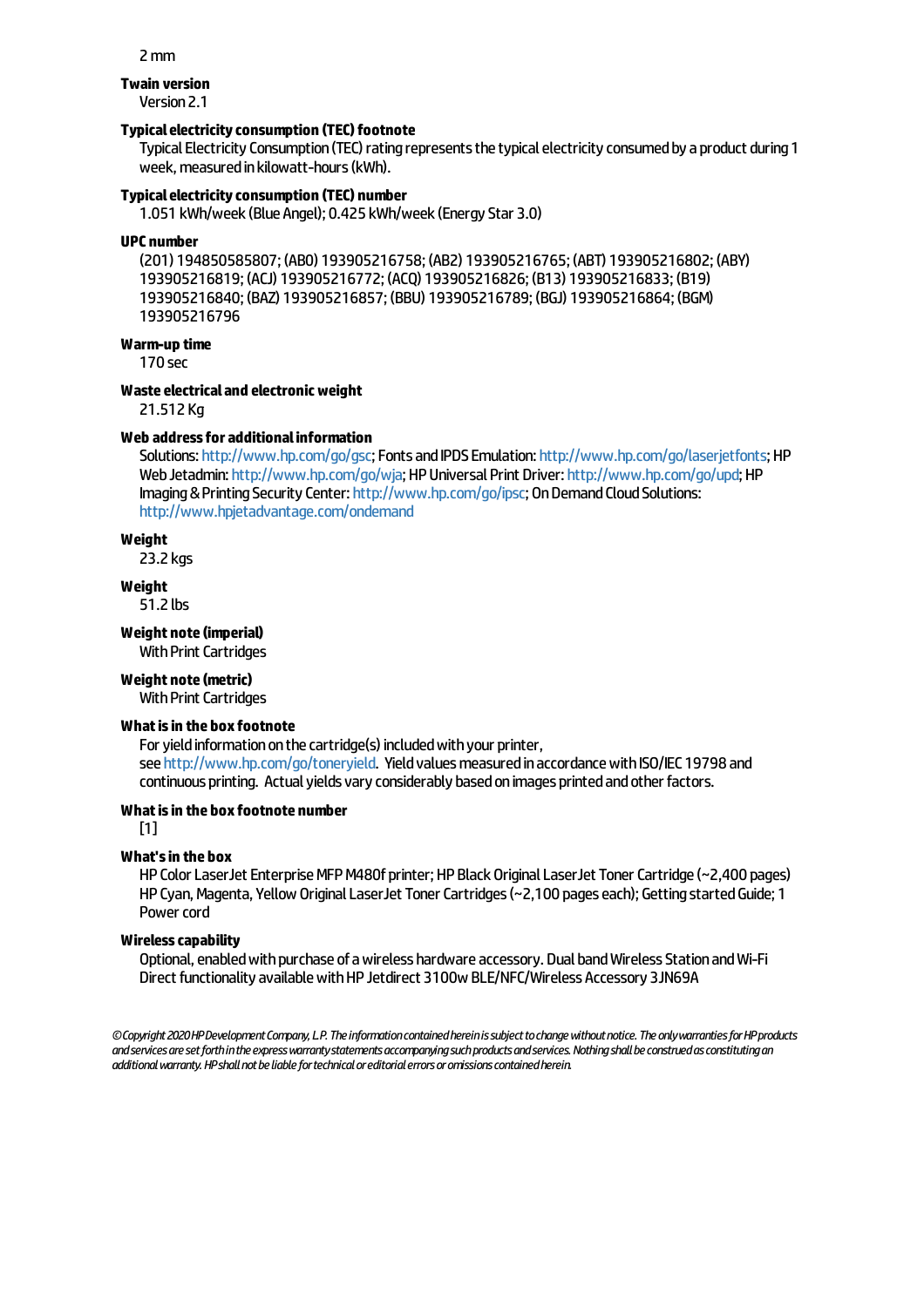2 mm

**Twain version**

Version 2.1

**Typical electricity consumption (TEC) footnote**

Typical Electricity Consumption (TEC) rating represents the typical electricity consumed by a product during 1 week, measured in kilowatt-hours (kWh).

**Typical electricity consumption (TEC) number**

1.051 kWh/week (Blue Angel); 0.425 kWh/week (Energy Star 3.0)

**UPC number**

(201) 194850585807; (AB0) 193905216758; (AB2) 193905216765; (ABT) 193905216802; (ABY) 193905216819; (ACJ) 193905216772; (ACQ) 193905216826; (B13) 193905216833; (B19) 193905216840; (BAZ) 193905216857; (BBU) 193905216789; (BGJ) 193905216864; (BGM) 193905216796

**Warm-up time**

170 sec

**Waste electrical and electronic weight**

21.512 Kg

**Web address for additional information**

Solutions: http://www.hp.com/go/gsc; Fonts and IPDS Emulation: http://www.hp.com/go/laserjetfonts; HP Web Jetadmin: http://www.hp.com/go/wja; HP Universal Print Driver: http://www.hp.com/go/upd; HP Imaging & Printing Security Center: http://www.hp.com/go/ipsc; On Demand Cloud Solutions: http://www.hpjetadvantage.com/ondemand

**Weight**

23.2 kgs

**Weight**

51.2 lbs

**Weight note (imperial)**

With Print Cartridges

**Weight note (metric)**

With Print Cartridges

**What is in the box footnote**

For yield information on the cartridge(s) included with your printer, see http://www.hp.com/go/toneryield. Yield values measured in accordance with ISO/IEC 19798 and continuous printing. Actual yields vary considerably based on images printed and other factors.

**What is in the box footnote number**

[1]

**What's in the box**

HP Color LaserJet Enterprise MFP M480f printer; HP Black Original LaserJet Toner Cartridge (~2,400 pages) HP Cyan, Magenta, Yellow Original LaserJet Toner Cartridges (~2,100 pages each); Getting started Guide; 1 Power cord

**Wireless capability**

Optional, enabled with purchase of a wireless hardware accessory. Dual band Wireless Station and Wi-Fi Direct functionality available with HP Jetdirect 3100w BLE/NFC/Wireless Accessory 3JN69A

*© Copyright 2020 HP Development Company, L.P. The information contained herein is subject to change without notice. The only warranties for HP products and services are set forth in the express warranty statements accompanying such products and services. Nothing shall be construed as constituting an additional warranty. HP shall not be liable for technical or editorial errors or omissions contained herein.*